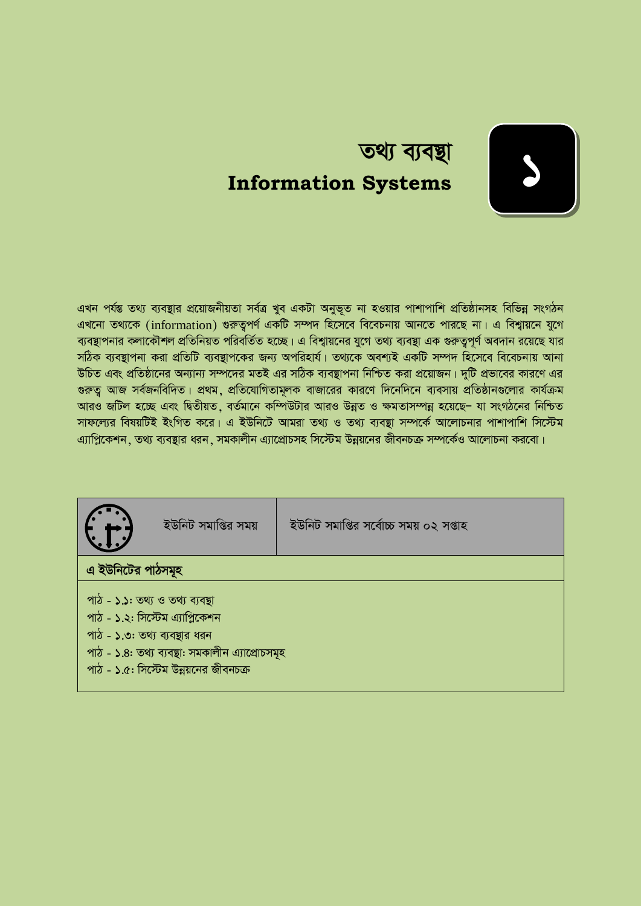# তথ্য ব্যবস্থা
# Information Systems

১

এখন পর্যন্ত তথ্য ব্যবস্থার প্রয়োজনীয়তা সর্বত্র খুব একটা অনুভূত না হওয়ার পাশাপাশি প্রতিষ্ঠানসহ বিভিন্ন সংগঠন এখনো তথ্যকে (information) গুরুত্বপর্ণ একটি সম্পদ হিসেবে বিবেচনায় আনতে পারছে না। এ বিশ্বায়নে যুগে ব্যবস্থাপনার কলাকৌশল প্রতিনিয়ত পরিবর্তিত হচ্ছে। এ বিশ্বায়নের যুগে তথ্য ব্যবস্থা এক গুরুত্বপূর্ণ অবদান রয়েছে যার সঠিক ব্যবস্থাপনা করা প্রতিটি ব্যবস্থাপকের জন্য অপরিহার্য। তথ্যকে অবশ্যই একটি সম্পদ হিসেবে বিবেচনায় আনা উচিত এবং প্রতিষ্ঠানের অন্যান্য সম্পদের মতই এর সঠিক ব্যবস্থাপনা নিশ্চিত করা প্রয়োজন। দুটি প্রভাবের কারণে এর গুরুত্ব আজ সর্বজনবিদিত। প্রথম, প্রতিযোগিতামূলক বাজারের কারণে দিনেদিনে ব্যবসায় প্রতিষ্ঠানগুলোর কার্যক্রম আরও জটিল হচ্ছে এবং দ্বিতীয়ত, বর্তমানে কম্পিউটার আরও উন্নত ও ক্ষমতাসম্পন্ন হয়েছে– যা সংগঠনের নিশ্চিত সাফল্যের বিষয়টিই ইংগিত করে। এ ইউনিটে আমরা তথ্য ও তথ্য ব্যবস্থা সম্পর্কে আলোচনার পাশাপাশি সিস্টেম এ্যাপ্লিকেশন, তথ্য ব্যবস্থার ধরন, সমকালীন এ্যাপ্রোচসহ সিস্টেম উন্নয়নের জীবনচক্র সম্পর্কেও আলোচনা করবো।

| ইউনিট সমাপ্তির সময় | ইউনিট সমাপ্তির সর্বোচ্চ সময় ০২ সপ্তাহ |
|---|---|

**এ ইউনিটের পাঠসমূহ**

পাঠ - ১.১: তথ্য ও তথ্য ব্যবস্থা
পাঠ - ১.২: সিস্টেম এ্যাপ্লিকেশন
পাঠ - ১.৩: তথ্য ব্যবস্থার ধরন
পাঠ - ১.৪: তথ্য ব্যবস্থা: সমকালীন এ্যাপ্রোচসমূহ
পাঠ - ১.৫: সিস্টেম উন্নয়নের জীবনচক্র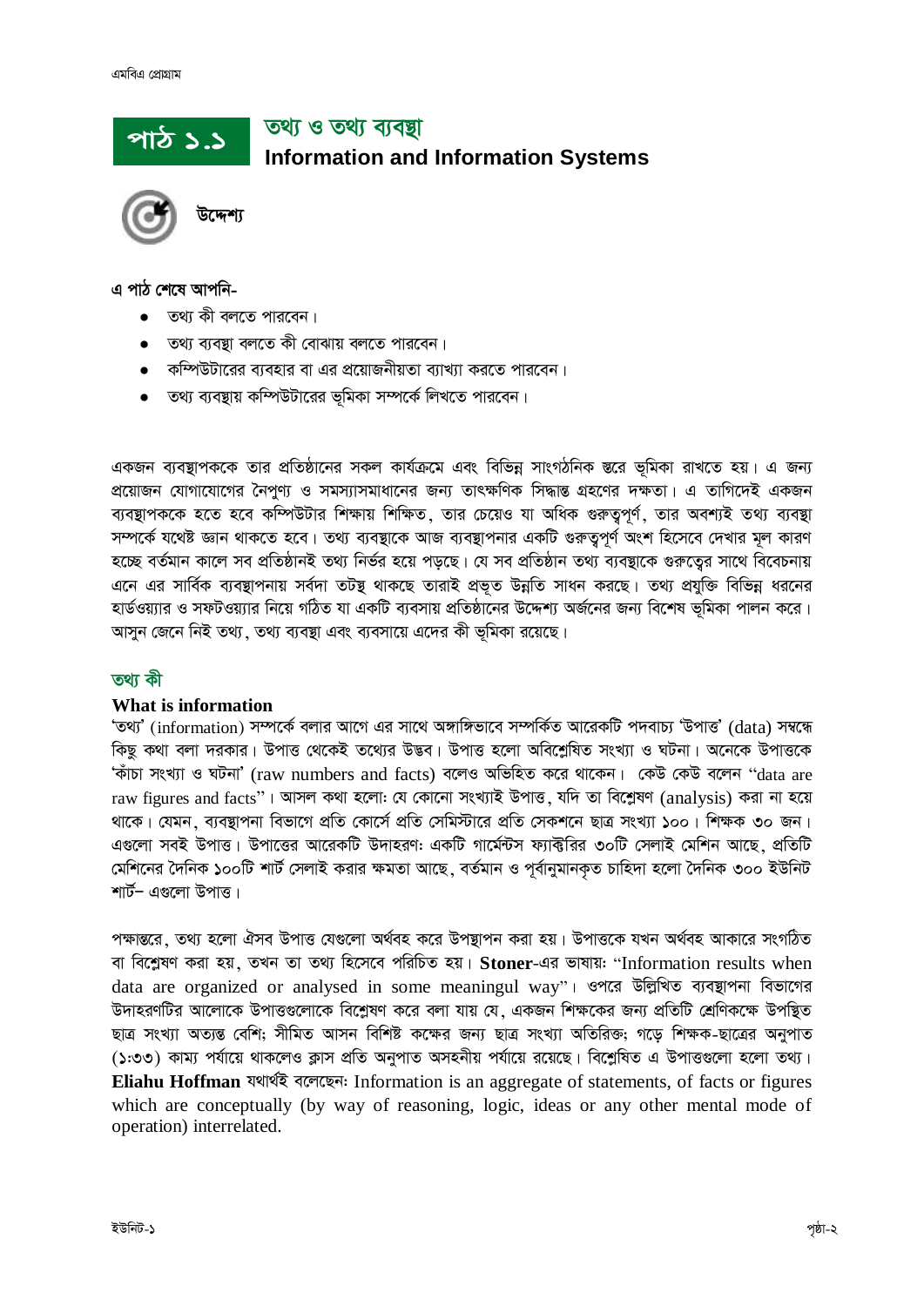# পাঠ ১.১ তথ্য ও তথ্য ব্যবস্থা
## Information and Information Systems

**উদ্দেশ্য**

**এ পাঠ শেষে আপনি-**

- তথ্য কী বলতে পারবেন।
- তথ্য ব্যবস্থা বলতে কী বোঝায় বলতে পারবেন।
- কম্পিউটারের ব্যবহার বা এর প্রয়োজনীয়তা ব্যাখ্যা করতে পারবেন।
- তথ্য ব্যবস্থায় কম্পিউটারের ভূমিকা সম্পর্কে লিখতে পারবেন।

একজন ব্যবস্থাপককে তার প্রতিষ্ঠানের সকল কার্যক্রমে এবং বিভিন্ন সাংগঠনিক স্তরে ভূমিকা রাখতে হয়। এ জন্য প্রয়োজন যোগাযোগের নৈপুণ্য ও সমস্যাসমাধানের জন্য তাৎক্ষণিক সিদ্ধান্ত গ্রহণের দক্ষতা। এ তাগিদেই একজন ব্যবস্থাপককে হতে হবে কম্পিউটার শিক্ষায় শিক্ষিত, তার চেয়েও যা অধিক গুরুত্বপূর্ণ, তার অবশ্যই তথ্য ব্যবস্থা সম্পর্কে যথেষ্ট জ্ঞান থাকতে হবে। তথ্য ব্যবস্থাকে আজ ব্যবস্থাপনার একটি গুরুত্বপূর্ণ অংশ হিসেবে দেখার মূল কারণ হচ্ছে বর্তমান কালে সব প্রতিষ্ঠানই তথ্য নির্ভর হয়ে পড়ছে। যে সব প্রতিষ্ঠান তথ্য ব্যবস্থাকে গুরুত্বের সাথে বিবেচনায় এনে এর সার্বিক ব্যবস্থাপনায় সর্বদা তটস্থ থাকছে তারাই প্রভূত উন্নতি সাধন করছে। তথ্য প্রযুক্তি বিভিন্ন ধরনের হার্ডওয়্যার ও সফটওয়্যার নিয়ে গঠিত যা একটি ব্যবসায় প্রতিষ্ঠানের উদ্দেশ্য অর্জনের জন্য বিশেষ ভূমিকা পালন করে। আসুন জেনে নিই তথ্য, তথ্য ব্যবস্থা এবং ব্যবসায়ে এদের কী ভূমিকা রয়েছে।

## তথ্য কী

### What is information

'তথ্য' (information) সম্পর্কে বলার আগে এর সাথে অঙ্গাঙ্গিভাবে সম্পর্কিত আরেকটি পদবাচ্য 'উপাত্ত' (data) সম্বন্ধে কিছু কথা বলা দরকার। উপাত্ত থেকেই তথ্যের উদ্ভব। উপাত্ত হলো অবিশ্লেষিত সংখ্যা ও ঘটনা। অনেকে উপাত্তকে 'কাঁচা সংখ্যা ও ঘটনা' (raw numbers and facts) বলেও অভিহিত করে থাকেন। কেউ কেউ বলেন "data are raw figures and facts"। আসল কথা হলো: যে কোনো সংখ্যাই উপাত্ত, যদি তা বিশ্লেষণ (analysis) করা না হয়ে থাকে। যেমন, ব্যবস্থাপনা বিভাগে প্রতি কোর্সে প্রতি সেমিস্টারে প্রতি সেকশনে ছাত্র সংখ্যা ১০০। শিক্ষক ৩০ জন। এগুলো সবই উপাত্ত। উপাত্তের আরেকটি উদাহরণ: একটি গার্মেন্টস ফ্যাক্টরির ৩০টি সেলাই মেশিন আছে, প্রতিটি মেশিনের দৈনিক ১০০টি শার্ট সেলাই করার ক্ষমতা আছে, বর্তমান ও পূর্বানুমানকৃত চাহিদা হলো দৈনিক ৩০০ ইউনিট শার্ট– এগুলো উপাত্ত।

পক্ষান্তরে, তথ্য হলো ঐসব উপাত্ত যেগুলো অর্থবহ করে উপস্থাপন করা হয়। উপাত্তকে যখন অর্থবহ আকারে সংগঠিত বা বিশ্লেষণ করা হয়, তখন তা তথ্য হিসেবে পরিচিত হয়। **Stoner**-এর ভাষায়: "Information results when data are organized or analysed in some meaningul way"। ওপরে উল্লিখিত ব্যবস্থাপনা বিভাগের উদাহরণটির আলোকে উপাত্তগুলোকে বিশ্লেষণ করে বলা যায় যে, একজন শিক্ষকের জন্য প্রতিটি শ্রেণিকক্ষে উপস্থিত ছাত্র সংখ্যা অত্যন্ত বেশি; সীমিত আসন বিশিষ্ট কক্ষের জন্য ছাত্র সংখ্যা অতিরিক্ত; গড়ে শিক্ষক-ছাত্রের অনুপাত (১:৩৩) কাম্য পর্যায়ে থাকলেও ক্লাস প্রতি অনুপাত অসহনীয় পর্যায়ে রয়েছে। বিশ্লেষিত এ উপাত্তগুলো হলো তথ্য। **Eliahu Hoffman** যথার্থই বলেছেন: Information is an aggregate of statements, of facts or figures which are conceptually (by way of reasoning, logic, ideas or any other mental mode of operation) interrelated.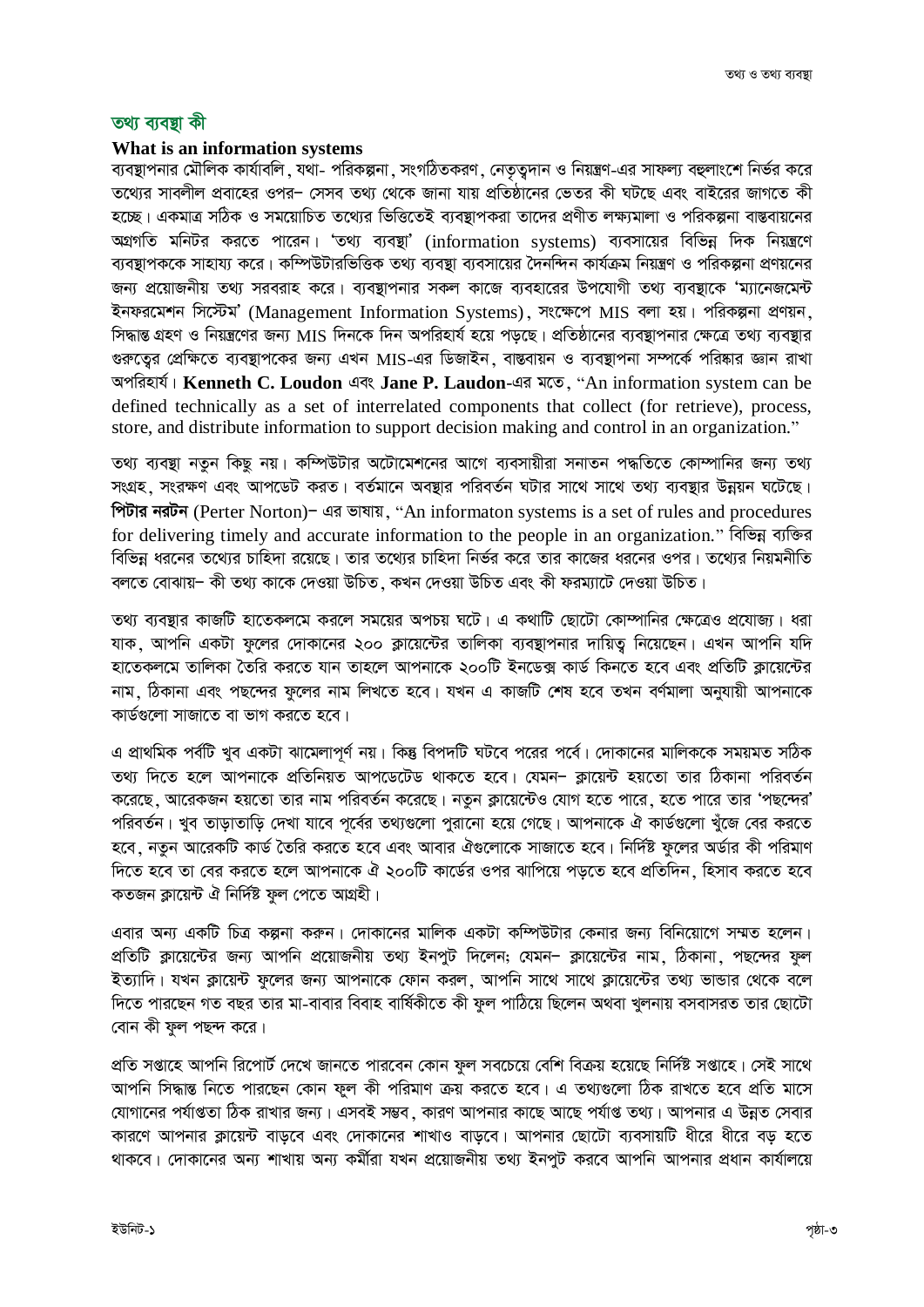## তথ্য ব্যবস্থা কী

**What is an information systems**

ব্যবস্থাপনার মৌলিক কার্যাবলি, যথা- পরিকল্পনা, সংগঠিতকরণ, নেতৃত্বদান ও নিয়ন্ত্রণ-এর সাফল্য বহুলাংশে নির্ভর করে তথ্যের সাবলীল প্রবাহের ওপর– সেসব তথ্য থেকে জানা যায় প্রতিষ্ঠানের ভেতর কী ঘটছে এবং বাইরের জাগতে কী হচ্ছে। একমাত্র সঠিক ও সময়োচিত তথ্যের ভিত্তিতেই ব্যবস্থাপকরা তাদের প্রণীত লক্ষ্যমালা ও পরিকল্পনা বাস্তবায়নের অগ্রগতি মনিটর করতে পারেন। 'তথ্য ব্যবস্থা' (information systems) ব্যবসায়ের বিভিন্ন দিক নিয়ন্ত্রণে ব্যবস্থাপককে সাহায্য করে। কম্পিউটারভিত্তিক তথ্য ব্যবস্থা ব্যবসায়ের দৈনন্দিন কার্যক্রম নিয়ন্ত্রণ ও পরিকল্পনা প্রণয়নের জন্য প্রয়োজনীয় তথ্য সরবরাহ করে। ব্যবস্থাপনার সকল কাজে ব্যবহারের উপযোগী তথ্য ব্যবস্থাকে 'ম্যানেজমেন্ট ইনফরমেশন সিস্টেম' (Management Information Systems), সংক্ষেপে MIS বলা হয়। পরিকল্পনা প্রণয়ন, সিদ্ধান্ত গ্রহণ ও নিয়ন্ত্রণের জন্য MIS দিনকে দিন অপরিহার্য হয়ে পড়ছে। প্রতিষ্ঠানের ব্যবস্থাপনার ক্ষেত্রে তথ্য ব্যবস্থার গুরুত্বের প্রেক্ষিতে ব্যবস্থাপকের জন্য এখন MIS-এর ডিজাইন, বাস্তবায়ন ও ব্যবস্থাপনা সম্পর্কে পরিষ্কার জ্ঞান রাখা অপরিহার্য। **Kenneth C. Loudon** এবং **Jane P. Laudon**-এর মতে, "An information system can be defined technically as a set of interrelated components that collect (for retrieve), process, store, and distribute information to support decision making and control in an organization."

তথ্য ব্যবস্থা নতুন কিছু নয়। কম্পিউটার অটোমেশনের আগে ব্যবসায়ীরা সনাতন পদ্ধতিতে কোম্পানির জন্য তথ্য সংগ্রহ, সংরক্ষণ এবং আপডেট করত। বর্তমানে অবস্থার পরিবর্তন ঘটার সাথে সাথে তথ্য ব্যবস্থার উন্নয়ন ঘটেছে। **পিটার নরটন** (Perter Norton)– এর ভাষায়, "An informaton systems is a set of rules and procedures for delivering timely and accurate information to the people in an organization." বিভিন্ন ব্যক্তির বিভিন্ন ধরনের তথ্যের চাহিদা রয়েছে। তার তথ্যের চাহিদা নির্ভর করে তার কাজের ধরনের ওপর। তথ্যের নিয়মনীতি বলতে বোঝায়– কী তথ্য কাকে দেওয়া উচিত, কখন দেওয়া উচিত এবং কী ফরম্যাটে দেওয়া উচিত।

তথ্য ব্যবস্থার কাজটি হাতেকলমে করলে সময়ের অপচয় ঘটে। এ কথাটি ছোটো কোম্পানির ক্ষেত্রেও প্রযোজ্য। ধরা যাক, আপনি একটা ফুলের দোকানের ২০০ ক্লায়েন্টের তালিকা ব্যবস্থাপনার দায়িত্ব নিয়েছেন। এখন আপনি যদি হাতেকলমে তালিকা তৈরি করতে যান তাহলে আপনাকে ২০০টি ইনডেক্স কার্ড কিনতে হবে এবং প্রতিটি ক্লায়েন্টের নাম, ঠিকানা এবং পছন্দের ফুলের নাম লিখতে হবে। যখন এ কাজটি শেষ হবে তখন বর্ণমালা অনুযায়ী আপনাকে কার্ডগুলো সাজাতে বা ভাগ করতে হবে।

এ প্রাথমিক পর্বটি খুব একটা ঝামেলাপূর্ণ নয়। কিন্তু বিপদটি ঘটবে পরের পর্বে। দোকানের মালিককে সময়মত সঠিক তথ্য দিতে হলে আপনাকে প্রতিনিয়ত আপডেটেড থাকতে হবে। যেমন– ক্লায়েন্ট হয়তো তার ঠিকানা পরিবর্তন করেছে, আরেকজন হয়তো তার নাম পরিবর্তন করেছে। নতুন ক্লায়েন্টেও যোগ হতে পারে, হতে পারে তার 'পছন্দের' পরিবর্তন। খুব তাড়াতাড়ি দেখা যাবে পূর্বের তথ্যগুলো পুরানো হয়ে গেছে। আপনাকে ঐ কার্ডগুলো খুঁজে বের করতে হবে, নতুন আরেকটি কার্ড তৈরি করতে হবে এবং আবার ঐগুলোকে সাজাতে হবে। নির্দিষ্ট ফুলের অর্ডার কী পরিমাণ দিতে হবে তা বের করতে হলে আপনাকে ঐ ২০০টি কার্ডের ওপর ঝাপিয়ে পড়তে হবে প্রতিদিন, হিসাব করতে হবে কতজন ক্লায়েন্ট ঐ নির্দিষ্ট ফুল পেতে আগ্রহী।

এবার অন্য একটি চিত্র কল্পনা করুন। দোকানের মালিক একটা কম্পিউটার কেনার জন্য বিনিয়োগে সম্মত হলেন। প্রতিটি ক্লায়েন্টের জন্য আপনি প্রয়োজনীয় তথ্য ইনপুট দিলেন; যেমন– ক্লায়েন্টের নাম, ঠিকানা, পছন্দের ফুল ইত্যাদি। যখন ক্লায়েন্ট ফুলের জন্য আপনাকে ফোন করল, আপনি সাথে সাথে ক্লায়েন্টের তথ্য ভাণ্ডার থেকে বলে দিতে পারছেন গত বছর তার মা-বাবার বিবাহ বার্ষিকীতে কী ফুল পাঠিয়ে ছিলেন অথবা খুলনায় বসবাসরত তার ছোটো বোন কী ফুল পছন্দ করে।

প্রতি সপ্তাহে আপনি রিপোর্ট দেখে জানতে পারবেন কোন ফুল সবচেয়ে বেশি বিক্রয় হয়েছে নির্দিষ্ট সপ্তাহে। সেই সাথে আপনি সিদ্ধান্ত নিতে পারছেন কোন ফুল কী পরিমাণ ক্রয় করতে হবে। এ তথ্যগুলো ঠিক রাখতে হবে প্রতি মাসে যোগানের পর্যাপ্ততা ঠিক রাখার জন্য। এসবই সম্ভব, কারণ আপনার কাছে আছে পর্যাপ্ত তথ্য। আপনার এ উন্নত সেবার কারণে আপনার ক্লায়েন্ট বাড়বে এবং দোকানের শাখাও বাড়বে। আপনার ছোটো ব্যবসায়টি ধীরে ধীরে বড় হতে থাকবে। দোকানের অন্য শাখায় অন্য কর্মীরা যখন প্রয়োজনীয় তথ্য ইনপুট করবে আপনি আপনার প্রধান কার্যালয়ে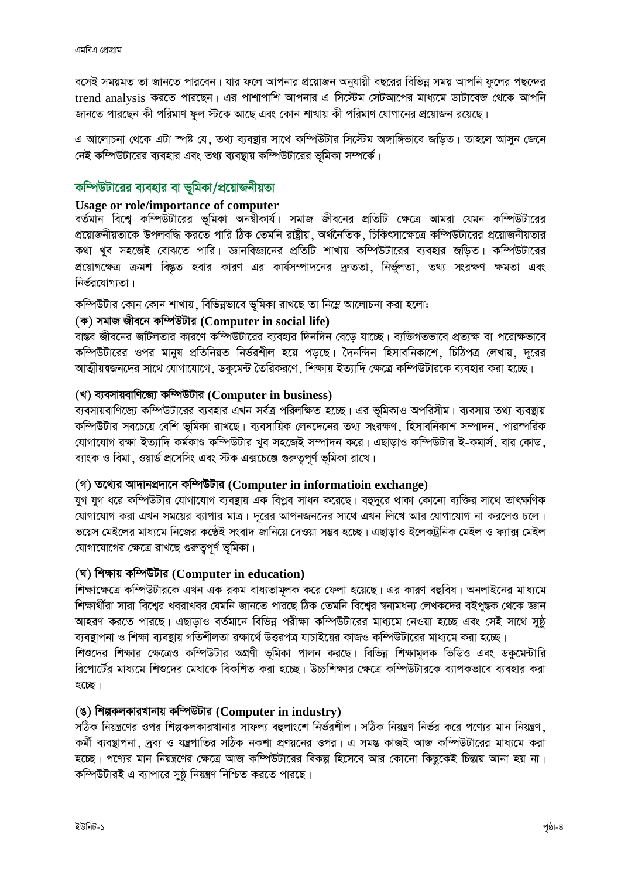বসেই সময়মত তা জানতে পারবেন। যার ফলে আপনার প্রয়োজন অনুযায়ী বছরের বিভিন্ন সময় আপনি ফুলের পছন্দের trend analysis করতে পারছেন। এর পাশাপাশি আপনার এ সিস্টেম সেটআপের মাধ্যমে ডাটাবেজ থেকে আপনি জানতে পারছেন কী পরিমাণ ফুল স্টকে আছে এবং কোন শাখায় কী পরিমাণ যোগানের প্রয়োজন রয়েছে।

এ আলোচনা থেকে এটা স্পষ্ট যে, তথ্য ব্যবস্থার সাথে কম্পিউটার সিস্টেম অঙ্গাঙ্গিভাবে জড়িত। তাহলে আসুন জেনে নেই কম্পিউটারের ব্যবহার এবং তথ্য ব্যবস্থায় কম্পিউটারের ভূমিকা সম্পর্কে।

## কম্পিউটারের ব্যবহার বা ভূমিকা/প্রয়োজনীয়তা

**Usage or role/importance of computer**

বর্তমান বিশ্বে কম্পিউটারের ভূমিকা অনস্বীকার্য। সমাজ জীবনের প্রতিটি ক্ষেত্রে আমরা যেমন কম্পিউটারের প্রয়োজনীয়তাকে উপলব্ধি করতে পারি ঠিক তেমনি রাষ্ট্রীয়, অর্থনৈতিক, চিকিৎসাক্ষেত্রে কম্পিউটারের প্রয়োজনীয়তার কথা খুব সহজেই বোঝতে পারি। জ্ঞানবিজ্ঞানের প্রতিটি শাখায় কম্পিউটারের ব্যবহার জড়িত। কম্পিউটারের প্রয়োগক্ষেত্র ক্রমশ বিস্তৃত হবার কারণ এর কার্যসম্পাদনের দ্রুততা, নির্ভুলতা, তথ্য সংরক্ষণ ক্ষমতা এবং নির্ভরযোগ্যতা।

কম্পিউটার কোন কোন শাখায়, বিভিন্নভাবে ভূমিকা রাখছে তা নিম্নে আলোচনা করা হলো:

### (ক) সমাজ জীবনে কম্পিউটার (Computer in social life)

বাস্তব জীবনের জটিলতার কারণে কম্পিউটারের ব্যবহার দিনদিন বেড়ে যাচ্ছে। ব্যক্তিগতভাবে প্রত্যক্ষ বা পরোক্ষভাবে কম্পিউটারের ওপর মানুষ প্রতিনিয়ত নির্ভরশীল হয়ে পড়ছে। দৈনন্দিন হিসাবনিকাশে, চিঠিপত্র লেখায়, দূরের আত্মীয়স্বজনদের সাথে যোগাযোগে, ডকুমেন্ট তৈরিকরণে, শিক্ষায় ইত্যাদি ক্ষেত্রে কম্পিউটারকে ব্যবহার করা হচ্ছে।

### (খ) ব্যবসায়বাণিজ্যে কম্পিউটার (Computer in business)

ব্যবসায়বাণিজ্যে কম্পিউটারের ব্যবহার এখন সর্বত্র পরিলক্ষিত হচ্ছে। এর ভূমিকাও অপরিসীম। ব্যবসায় তথ্য ব্যবস্থায় কম্পিউটার সবচেয়ে বেশি ভূমিকা রাখছে। ব্যবসায়িক লেনদেনের তথ্য সংরক্ষণ, হিসাবনিকাশ সম্পাদন, পারস্পরিক যোগাযোগ রক্ষা ইত্যাদি কর্মকাণ্ড কম্পিউটার খুব সহজেই সম্পাদন করে। এছাড়াও কম্পিউটার ই-কমার্স, বার কোড, ব্যাংক ও বিমা, ওয়ার্ড প্রসেসিং এবং স্টক এক্সচেঞ্জে গুরুত্বপূর্ণ ভূমিকা রাখে।

### (গ) তথ্যের আদানপ্রদানে কম্পিউটার (Computer in informatioin exchange)

যুগ যুগ ধরে কম্পিউটার যোগাযোগ ব্যবস্থায় এক বিপ্লব সাধন করেছে। বহুদূরে থাকা কোনো ব্যক্তির সাথে তাৎক্ষণিক যোগাযোগ করা এখন সময়ের ব্যাপার মাত্র। দূরের আপনজনদের সাথে এখন লিখে আর যোগাযোগ না করলেও চলে। ভয়েস মেইলের মাধ্যমে নিজের কণ্ঠেই সংবাদ জানিয়ে দেওয়া সম্ভব হচ্ছে। এছাড়াও ইলেকট্রনিক মেইল ও ফ্যাক্স মেইল যোগাযোগের ক্ষেত্রে রাখছে গুরুত্বপূর্ণ ভূমিকা।

### (ঘ) শিক্ষায় কম্পিউটার (Computer in education)

শিক্ষাক্ষেত্রে কম্পিউটারকে এখন এক রকম বাধ্যতামূলক করে ফেলা হয়েছে। এর কারণ বহুবিধ। অনলাইনের মাধ্যমে শিক্ষার্থীরা সারা বিশ্বের খবরাখবর যেমনি জানতে পারছে ঠিক তেমনি বিশ্বের স্বনামধন্য লেখকদের বইপুস্তক থেকে জ্ঞান আহরণ করতে পারছে। এছাড়াও বর্তমানে বিভিন্ন পরীক্ষা কম্পিউটারের মাধ্যমে নেওয়া হচ্ছে এবং সেই সাথে সুষ্ঠু ব্যবস্থাপনা ও শিক্ষা ব্যবস্থায় গতিশীলতা রক্ষার্থে উত্তরপত্র যাচাইয়ের কাজও কম্পিউটারের মাধ্যমে করা হচ্ছে।

শিশুদের শিক্ষার ক্ষেত্রেও কম্পিউটার অগ্রণী ভূমিকা পালন করছে। বিভিন্ন শিক্ষামূলক ভিডিও এবং ডকুমেন্টারি রিপোর্টের মাধ্যমে শিশুদের মেধাকে বিকশিত করা হচ্ছে। উচ্চশিক্ষার ক্ষেত্রে কম্পিউটারকে ব্যাপকভাবে ব্যবহার করা হচ্ছে।

### (ঙ) শিল্পকলকারখানায় কম্পিউটার (Computer in industry)

সঠিক নিয়ন্ত্রণের ওপর শিল্পকলকারখানার সাফল্য বহুলাংশে নির্ভরশীল। সঠিক নিয়ন্ত্রণ নির্ভর করে পণ্যের মান নিয়ন্ত্রণ, কর্মী ব্যবস্থাপনা, দ্রব্য ও যন্ত্রপাতির সঠিক নকশা প্রণয়নের ওপর। এ সমস্ত কাজই আজ কম্পিউটারের মাধ্যমে করা হচ্ছে। পণ্যের মান নিয়ন্ত্রণের ক্ষেত্রে আজ কম্পিউটারের বিকল্প হিসেবে আর কোনো কিছুকেই চিন্তায় আনা হয় না। কম্পিউটারই এ ব্যাপারে সুষ্ঠু নিয়ন্ত্রণ নিশ্চিত করতে পারছে।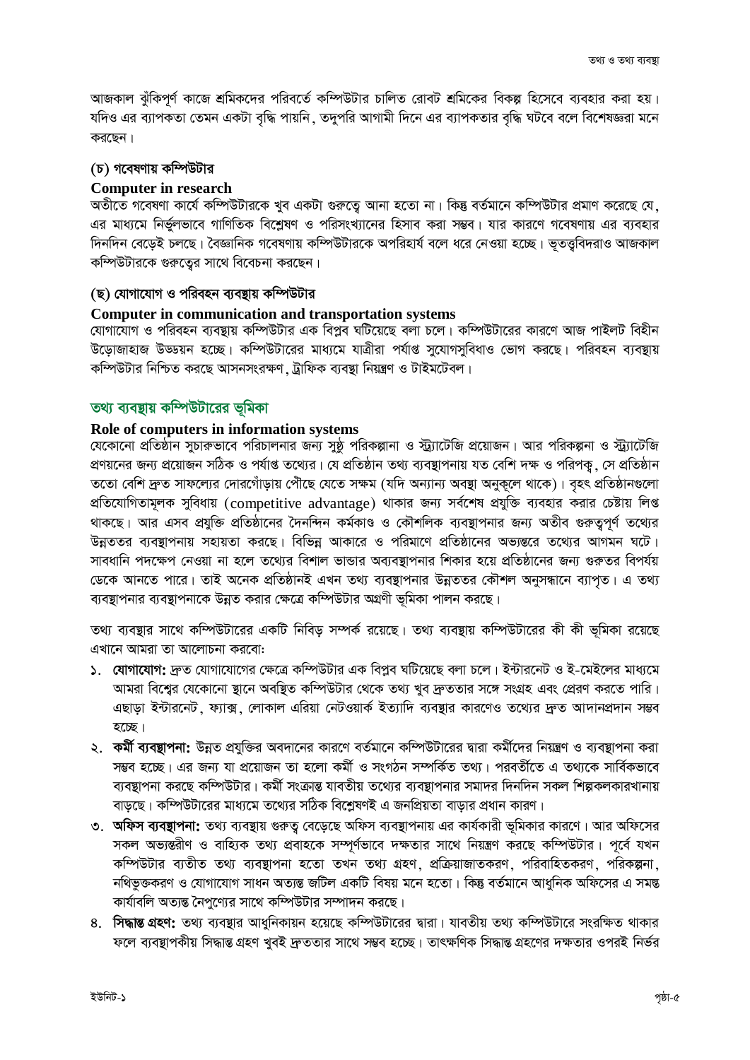আজকাল ঝুঁকিপূর্ণ কাজে শ্রমিকদের পরিবর্তে কম্পিউটার চালিত রোবট শ্রমিকের বিকল্প হিসেবে ব্যবহার করা হয়। যদিও এর ব্যাপকতা তেমন একটা বৃদ্ধি পায়নি, তদুপরি আগামী দিনে এর ব্যাপকতার বৃদ্ধি ঘটবে বলে বিশেষজ্ঞরা মনে করছেন।

### (চ) গবেষণায় কম্পিউটার

**Computer in research**

অতীতে গবেষণা কার্যে কম্পিউটারকে খুব একটা গুরুত্বে আনা হতো না। কিন্তু বর্তমানে কম্পিউটার প্রমাণ করেছে যে, এর মাধ্যমে নির্ভুলভাবে গাণিতিক বিশ্লেষণ ও পরিসংখ্যানের হিসাব করা সম্ভব। যার কারণে গবেষণায় এর ব্যবহার দিনদিন বেড়েই চলছে। বৈজ্ঞানিক গবেষণায় কম্পিউটারকে অপরিহার্য বলে ধরে নেওয়া হচ্ছে। ভূতত্ত্ববিদরাও আজকাল কম্পিউটারকে গুরুত্বের সাথে বিবেচনা করছেন।

### (ছ) যোগাযোগ ও পরিবহন ব্যবস্থায় কম্পিউটার

**Computer in communication and transportation systems**

যোগাযোগ ও পরিবহন ব্যবস্থায় কম্পিউটার এক বিপ্লব ঘটিয়েছে বলা চলে। কম্পিউটারের কারণে আজ পাইলট বিহীন উড়োজাহাজ উড্ডয়ন হচ্ছে। কম্পিউটারের মাধ্যমে যাত্রীরা পর্যাপ্ত সুযোগসুবিধাও ভোগ করছে। পরিবহন ব্যবস্থায় কম্পিউটার নিশ্চিত করছে আসনসংরক্ষণ, ট্রাফিক ব্যবস্থা নিয়ন্ত্রণ ও টাইমটেবল।

## তথ্য ব্যবস্থায় কম্পিউটারের ভূমিকা

**Role of computers in information systems**

যেকোনো প্রতিষ্ঠান সুচারুভাবে পরিচালনার জন্য সুষ্ঠ পরিকল্পানা ও স্ট্র্যাটেজি প্রয়োজন। আর পরিকল্পনা ও স্ট্র্যাটেজি প্রণয়নের জন্য প্রয়োজন সঠিক ও পর্যাপ্ত তথ্যের। যে প্রতিষ্ঠান তথ্য ব্যবস্থাপনায় যত বেশি দক্ষ ও পরিপক্ব, সে প্রতিষ্ঠান ততো বেশি দ্রুত সাফল্যের দোরগোঁড়ায় পৌছে যেতে সক্ষম (যদি অন্যান্য অবস্থা অনুকূলে থাকে)। বৃহৎ প্রতিষ্ঠানগুলো প্রতিযোগিতামূলক সুবিধায় (competitive advantage) থাকার জন্য সর্বশেষ প্রযুক্তি ব্যবহার করার চেষ্টায় লিপ্ত থাকছে। আর এসব প্রযুক্তি প্রতিষ্ঠানের দৈনন্দিন কর্মকাণ্ড ও কৌশলিক ব্যবস্থাপনার জন্য অতীব গুরুত্বপূর্ণ তথ্যের উন্নততর ব্যবস্থাপনায় সহায়তা করছে। বিভিন্ন আকারে ও পরিমাণে প্রতিষ্ঠানের অভ্যন্তরে তথ্যের আগমন ঘটে। সাবধানি পদক্ষেপ নেওয়া না হলে তথ্যের বিশাল ভান্ডার অব্যবস্থাপনার শিকার হয়ে প্রতিষ্ঠানের জন্য গুরুতর বিপর্যয় ডেকে আনতে পারে। তাই অনেক প্রতিষ্ঠানই এখন তথ্য ব্যবস্থাপনার উন্নততর কৌশল অনুসন্ধানে ব্যাপৃত। এ তথ্য ব্যবস্থাপনার ব্যবস্থাপনাকে উন্নত করার ক্ষেত্রে কম্পিউটার অগ্রণী ভূমিকা পালন করছে।

তথ্য ব্যবস্থার সাথে কম্পিউটারের একটি নিবিড় সম্পর্ক রয়েছে। তথ্য ব্যবস্থায় কম্পিউটারের কী কী ভূমিকা রয়েছে এখানে আমরা তা আলোচনা করবো:

১. **যোগাযোগ:** দ্রুত যোগাযোগের ক্ষেত্রে কম্পিউটার এক বিপ্লব ঘটিয়েছে বলা চলে। ইন্টারনেট ও ই-মেইলের মাধ্যমে আমরা বিশ্বের যেকোনো স্থানে অবস্থিত কম্পিউটার থেকে তথ্য খুব দ্রুততার সঙ্গে সংগ্রহ এবং প্রেরণ করতে পারি। এছাড়া ইন্টারনেট, ফ্যাক্স, লোকাল এরিয়া নেটওয়ার্ক ইত্যাদি ব্যবস্থার কারণেও তথ্যের দ্রুত আদানপ্রদান সম্ভব হচ্ছে।

২. **কর্মী ব্যবস্থাপনা:** উন্নত প্রযুক্তির অবদানের কারণে বর্তমানে কম্পিউটারের দ্বারা কর্মীদের নিয়ন্ত্রণ ও ব্যবস্থাপনা করা সম্ভব হচ্ছে। এর জন্য যা প্রয়োজন তা হলো কর্মী ও সংগঠন সম্পর্কিত তথ্য। পরবর্তীতে এ তথ্যকে সার্বিকভাবে ব্যবস্থাপনা করছে কম্পিউটার। কর্মী সংক্রান্ত যাবতীয় তথ্যের ব্যবস্থাপনার সমাদর দিনদিন সকল শিল্পকলকারখানায় বাড়ছে। কম্পিউটারের মাধ্যমে তথ্যের সঠিক বিশ্লেষণই এ জনপ্রিয়তা বাড়ার প্রধান কারণ।

৩. **অফিস ব্যবস্থাপনা:** তথ্য ব্যবস্থায় গুরুত্ব বেড়েছে অফিস ব্যবস্থাপনায় এর কার্যকারী ভূমিকার কারণে। আর অফিসের সকল অভ্যন্তরীণ ও বাহ্যিক তথ্য প্রবাহকে সম্পূর্ণভাবে দক্ষতার সাথে নিয়ন্ত্রণ করছে কম্পিউটার। পূর্বে যখন কম্পিউটার ব্যতীত তথ্য ব্যবস্থাপনা হতো তখন তথ্য গ্রহণ, প্রক্রিয়াজাতকরণ, পরিবাহিতকরণ, পরিকল্পনা, নথিভুক্তকরণ ও যোগাযোগ সাধন অত্যন্ত জটিল একটি বিষয় মনে হতো। কিন্তু বর্তমানে আধুনিক অফিসের এ সমস্ত কার্যাবলি অত্যন্ত নৈপুণ্যের সাথে কম্পিউটার সম্পাদন করছে।

৪. **সিদ্ধান্ত গ্রহণ:** তথ্য ব্যবস্থার আধুনিকায়ন হয়েছে কম্পিউটারের দ্বারা। যাবতীয় তথ্য কম্পিউটারে সংরক্ষিত থাকার ফলে ব্যবস্থাপকীয় সিদ্ধান্ত গ্রহণ খুবই দ্রুততার সাথে সম্ভব হচ্ছে। তাৎক্ষণিক সিদ্ধান্ত গ্রহণের দক্ষতার ওপরই নির্ভর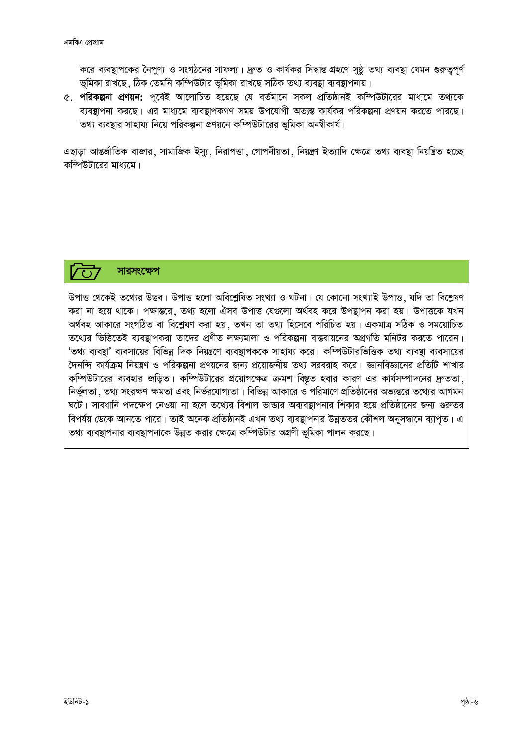করে ব্যবস্থাপকের নৈপুণ্য ও সংগঠনের সাফল্য। দ্রুত ও কার্যকর সিদ্ধান্ত গ্রহণে সুষ্ঠু তথ্য ব্যবস্থা যেমন গুরুত্বপূর্ণ ভূমিকা রাখছে, ঠিক তেমনি কম্পিউটার ভূমিকা রাখছে সঠিক তথ্য ব্যবস্থা ব্যবস্থাপনায়।

৫. **পরিকল্পনা প্রণয়ন:** পূর্বেই আলোচিত হয়েছে যে বর্তমানে সকল প্রতিষ্ঠানই কম্পিউটারের মাধ্যমে তথ্যকে ব্যবস্থাপনা করছে। এর মাধ্যমে ব্যবস্থাপকগণ সময় উপযোগী অত্যন্ত কার্যকর পরিকল্পনা প্রণয়ন করতে পারছে। তথ্য ব্যবস্থার সাহায্য নিয়ে পরিকল্পনা প্রণয়নে কম্পিউটারের ভূমিকা অনস্বীকার্য।

এছাড়া আন্তর্জাতিক বাজার, সামাজিক ইস্যু, নিরাপত্তা, গোপনীয়তা, নিয়ন্ত্রণ ইত্যাদি ক্ষেত্রে তথ্য ব্যবস্থা নিয়ন্ত্রিত হচ্ছে কম্পিউটারের মাধ্যমে।

## সারসংক্ষেপ

উপাত্ত থেকেই তথ্যের উদ্ভব। উপাত্ত হলো অবিশ্লেষিত সংখ্যা ও ঘটনা। যে কোনো সংখ্যাই উপাত্ত, যদি তা বিশ্লেষণ করা না হয়ে থাকে। পক্ষান্তরে, তথ্য হলো ঐসব উপাত্ত যেগুলো অর্থবহ করে উপস্থাপন করা হয়। উপাত্তকে যখন অর্থবহ আকারে সংগঠিত বা বিশ্লেষণ করা হয়, তখন তা তথ্য হিসেবে পরিচিত হয়। একমাত্র সঠিক ও সময়োচিত তথ্যের ভিত্তিতেই ব্যবস্থাপকরা তাদের প্রণীত লক্ষ্যমালা ও পরিকল্পনা বাস্তবায়নের অগ্রগতি মনিটর করতে পারেন। 'তথ্য ব্যবস্থা' ব্যবসায়ের বিভিন্ন দিক নিয়ন্ত্রণে ব্যবস্থাপককে সাহায্য করে। কম্পিউটারভিত্তিক তথ্য ব্যবস্থা ব্যবসায়ের দৈনন্দি কার্যক্রম নিয়ন্ত্রণ ও পরিকল্পনা প্রণয়নের জন্য প্রয়োজনীয় তথ্য সরবরাহ করে। জ্ঞানবিজ্ঞানের প্রতিটি শাখার কম্পিউটারের ব্যবহার জড়িত। কম্পিউটারের প্রয়োগক্ষেত্র ক্রমশ বিস্তৃত হবার কারণ এর কার্যসম্পাদনের দ্রুততা, নির্ভুলতা, তথ্য সংরক্ষণ ক্ষমতা এবং নির্ভরযোগ্যতা। বিভিন্ন আকারে ও পরিমাণে প্রতিষ্ঠানের অভ্যন্তরে তথ্যের আগমন ঘটে। সাবধানি পদক্ষেপ নেওয়া না হলে তথ্যের বিশাল ভান্ডার অব্যবস্থাপনার শিকার হয়ে প্রতিষ্ঠানের জন্য গুরুতর বিপর্যয় ডেকে আনতে পারে। তাই অনেক প্রতিষ্ঠানই এখন তথ্য ব্যবস্থাপনার উন্নততর কৌশল অনুসন্ধানে ব্যাপৃত। এ তথ্য ব্যবস্থাপনার ব্যবস্থাপনাকে উন্নত করার ক্ষেত্রে কম্পিউটার অগ্রণী ভূমিকা পালন করছে।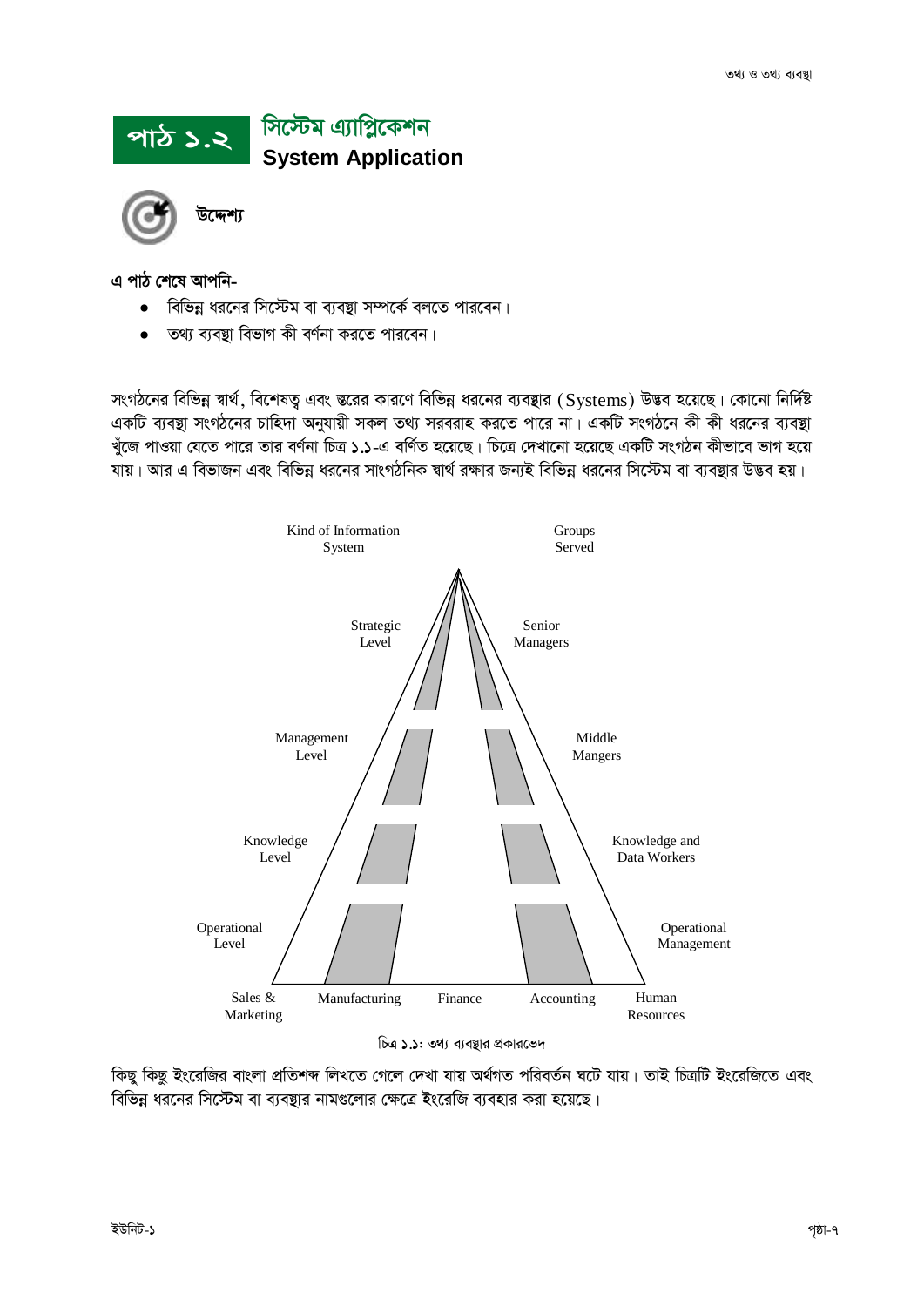# পাঠ ১.২ সিস্টেম এ্যাপ্লিকেশন

## System Application

### উদ্দেশ্য

এ পাঠ শেষে আপনি-

- বিভিন্ন ধরনের সিস্টেম বা ব্যবস্থা সম্পর্কে বলতে পারবেন।
- তথ্য ব্যবস্থা বিভাগ কী বর্ণনা করতে পারবেন।

সংগঠনের বিভিন্ন স্বার্থ, বিশেষত্ব এবং স্তরের কারণে বিভিন্ন ধরনের ব্যবস্থার (Systems) উদ্ভব হয়েছে। কোনো নির্দিষ্ট একটি ব্যবস্থা সংগঠনের চাহিদা অনুযায়ী সকল তথ্য সরবরাহ করতে পারে না। একটি সংগঠনে কী কী ধরনের ব্যবস্থা খুঁজে পাওয়া যেতে পারে তার বর্ণনা চিত্র ১.১-এ বর্ণিত হয়েছে। চিত্রে দেখানো হয়েছে একটি সংগঠন কীভাবে ভাগ হয়ে যায়। আর এ বিভাজন এবং বিভিন্ন ধরনের সাংগঠনিক স্বার্থ রক্ষার জন্যই বিভিন্ন ধরনের সিস্টেম বা ব্যবস্থার উদ্ভব হয়।

Kind of Information System | Groups Served

Strategic Level | Senior Managers

Management Level | Middle Mangers

Knowledge Level | Knowledge and Data Workers

Operational Level | Operational Management

Sales & Marketing | Manufacturing | Finance | Accounting | Human Resources

চিত্র ১.১: তথ্য ব্যবস্থার প্রকারভেদ

কিছু কিছু ইংরেজির বাংলা প্রতিশব্দ লিখতে গেলে দেখা যায় অর্থগত পরিবর্তন ঘটে যায়। তাই চিত্রটি ইংরেজিতে এবং বিভিন্ন ধরনের সিস্টেম বা ব্যবস্থার নামগুলোর ক্ষেত্রে ইংরেজি ব্যবহার করা হয়েছে।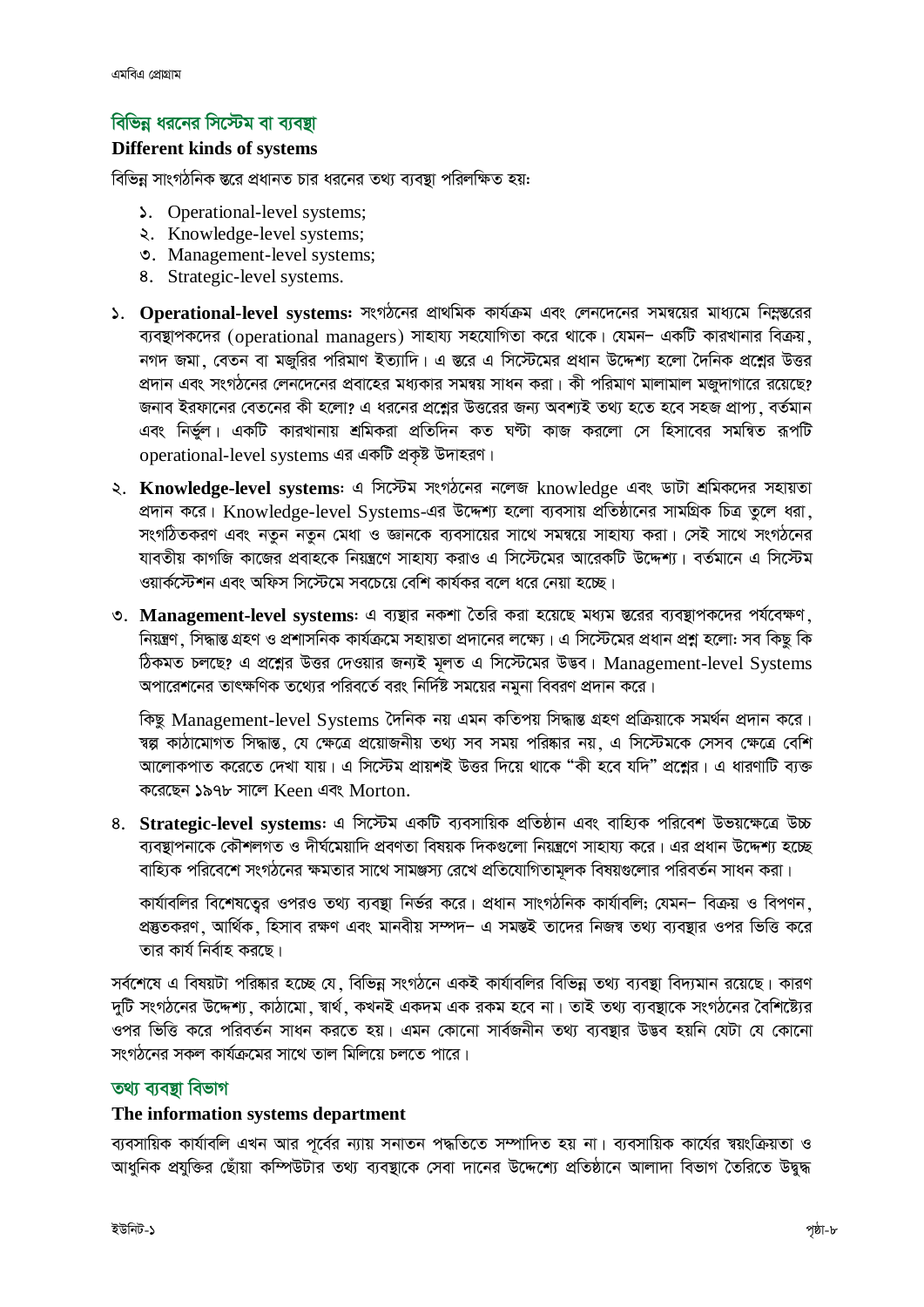## বিভিন্ন ধরনের সিস্টেম বা ব্যবস্থা

### Different kinds of systems

বিভিন্ন সাংগঠনিক স্তরে প্রধানত চার ধরনের তথ্য ব্যবস্থা পরিলক্ষিত হয়:

১. Operational-level systems;
২. Knowledge-level systems;
৩. Management-level systems;
৪. Strategic-level systems.

১. **Operational-level systems:** সংগঠনের প্রাথমিক কার্যক্রম এবং লেনদেনের সমন্বয়ের মাধ্যমে নিম্নস্তরের ব্যবস্থাপকদের (operational managers) সাহায্য সহযোগিতা করে থাকে। যেমন– একটি কারখানার বিক্রয়, নগদ জমা, বেতন বা মজুরির পরিমাণ ইত্যাদি। এ স্তরে এ সিস্টেমের প্রধান উদ্দেশ্য হলো দৈনিক প্রশ্নের উত্তর প্রদান এবং সংগঠনের লেনদেনের প্রবাহের মধ্যকার সমন্বয় সাধন করা। কী পরিমাণ মালামাল মজুদাগারে রয়েছে? জনাব ইরফানের বেতনের কী হলো? এ ধরনের প্রশ্নের উত্তরের জন্য অবশ্যই তথ্য হতে হবে সহজ প্রাপ্য, বর্তমান এবং নির্ভুল। একটি কারখানায় শ্রমিকরা প্রতিদিন কত ঘণ্টা কাজ করলো সে হিসাবের সমন্বিত রূপটি operational-level systems এর একটি প্রকৃষ্ট উদাহরণ।

২. **Knowledge-level systems:** এ সিস্টেম সংগঠনের নলেজ knowledge এবং ডাটা শ্রমিকদের সহায়তা প্রদান করে। Knowledge-level Systems-এর উদ্দেশ্য হলো ব্যবসায় প্রতিষ্ঠানের সামগ্রিক চিত্র তুলে ধরা, সংগঠিতকরণ এবং নতুন নতুন মেধা ও জ্ঞানকে ব্যবসায়ের সাথে সমন্বয়ে সাহায্য করা। সেই সাথে সংগঠনের যাবতীয় কাগজি কাজের প্রবাহকে নিয়ন্ত্রণে সাহায্য করাও এ সিস্টেমের আরেকটি উদ্দেশ্য। বর্তমানে এ সিস্টেম ওয়ার্কস্টেশন এবং অফিস সিস্টেমে সবচেয়ে বেশি কার্যকর বলে ধরে নেয়া হচ্ছে।

৩. **Management-level systems:** এ ব্যস্থার নকশা তৈরি করা হয়েছে মধ্যম স্তরের ব্যবস্থাপকদের পর্যবেক্ষণ, নিয়ন্ত্রণ, সিদ্ধান্ত গ্রহণ ও প্রশাসনিক কার্যক্রমে সহায়তা প্রদানের লক্ষ্যে। এ সিস্টেমের প্রধান প্রশ্ন হলো: সব কিছু কি ঠিকমত চলছে? এ প্রশ্নের উত্তর দেওয়ার জন্যই মূলত এ সিস্টেমের উদ্ভব। Management-level Systems অপারেশনের তাৎক্ষণিক তথ্যের পরিবর্তে বরং নির্দিষ্ট সময়ের নমুনা বিবরণ প্রদান করে।

কিছু Management-level Systems দৈনিক নয় এমন কতিপয় সিদ্ধান্ত গ্রহণ প্রক্রিয়াকে সমর্থন প্রদান করে। স্বল্প কাঠামোগত সিদ্ধান্ত, যে ক্ষেত্রে প্রয়োজনীয় তথ্য সব সময় পরিষ্কার নয়, এ সিস্টেমকে সেসব ক্ষেত্রে বেশি আলোকপাত করেতে দেখা যায়। এ সিস্টেম প্রায়শই উত্তর দিয়ে থাকে "কী হবে যদি" প্রশ্নের। এ ধারণাটি ব্যক্ত করেছেন ১৯৭৮ সালে Keen এবং Morton.

৪. **Strategic-level systems:** এ সিস্টেম একটি ব্যবসায়িক প্রতিষ্ঠান এবং বাহ্যিক পরিবেশ উভয়ক্ষেত্রে উচ্চ ব্যবস্থাপনাকে কৌশলগত ও দীর্ঘমেয়াদি প্রবণতা বিষয়ক দিকগুলো নিয়ন্ত্রণে সাহায্য করে। এর প্রধান উদ্দেশ্য হচ্ছে বাহ্যিক পরিবেশে সংগঠনের ক্ষমতার সাথে সামঞ্জস্য রেখে প্রতিযোগিতামূলক বিষয়গুলোর পরিবর্তন সাধন করা।

কার্যাবলির বিশেষত্বের ওপরও তথ্য ব্যবস্থা নির্ভর করে। প্রধান সাংগঠনিক কার্যাবলি; যেমন– বিক্রয় ও বিপণন, প্রস্তুতকরণ, আর্থিক, হিসাব রক্ষণ এবং মানবীয় সম্পদ– এ সমস্তই তাদের নিজস্ব তথ্য ব্যবস্থার ওপর ভিত্তি করে তার কার্য নির্বাহ করছে।

সর্বশেষে এ বিষয়টা পরিষ্কার হচ্ছে যে, বিভিন্ন সংগঠনে একই কার্যাবলির বিভিন্ন তথ্য ব্যবস্থা বিদ্যমান রয়েছে। কারণ দুটি সংগঠনের উদ্দেশ্য, কাঠামো, স্বার্থ, কখনই একদম এক রকম হবে না। তাই তথ্য ব্যবস্থাকে সংগঠনের বৈশিষ্ট্যের ওপর ভিত্তি করে পরিবর্তন সাধন করতে হয়। এমন কোনো সার্বজনীন তথ্য ব্যবস্থার উদ্ভব হয়নি যেটা যে কোনো সংগঠনের সকল কার্যক্রমের সাথে তাল মিলিয়ে চলতে পারে।

## তথ্য ব্যবস্থা বিভাগ

### The information systems department

ব্যবসায়িক কার্যাবলি এখন আর পূর্বের ন্যায় সনাতন পদ্ধতিতে সম্পাদিত হয় না। ব্যবসায়িক কার্যের স্বয়ংক্রিয়তা ও আধুনিক প্রযুক্তির ছোঁয়া কম্পিউটার তথ্য ব্যবস্থাকে সেবা দানের উদ্দেশ্যে প্রতিষ্ঠানে আলাদা বিভাগ তৈরিতে উদ্বুদ্ধ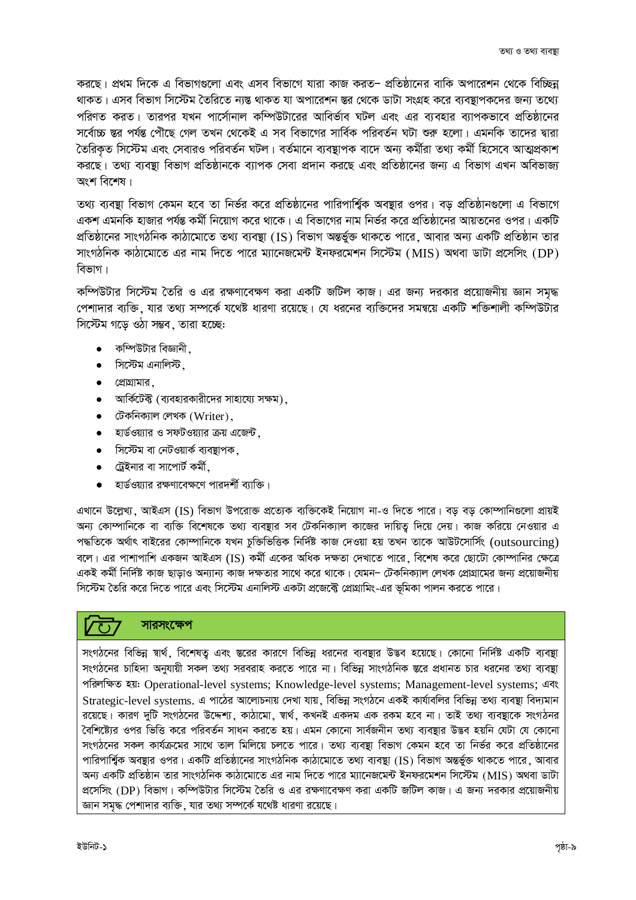করছে। প্রথম দিকে এ বিভাগগুলো এবং এসব বিভাগে যারা কাজ করত– প্রতিষ্ঠানের বাকি অপারেশন থেকে বিচ্ছিন্ন থাকত। এসব বিভাগ সিস্টেম তৈরিতে ন্যস্ত থাকত যা অপারেশন স্তর থেকে ডাটা সংগ্রহ করে ব্যবস্থাপকদের জন্য তথ্যে পরিণত করত। তারপর যখন পার্সোনাল কম্পিউটারের আবির্ভাব ঘটল এবং এর ব্যবহার ব্যাপকভাবে প্রতিষ্ঠানের সর্বোচ্চ স্তর পর্যন্ত পৌঁছে গেল তখন থেকেই এ সব বিভাগের সার্বিক পরিবর্তন ঘটা শুরু হলো। এমনকি তাদের দ্বারা তৈরিকৃত সিস্টেম এবং সেবারও পরিবর্তন ঘটল। বর্তমানে ব্যবস্থাপক বাদে অন্য কর্মীরা তথ্য কর্মী হিসেবে আত্মপ্রকাশ করছে। তথ্য ব্যবস্থা বিভাগ প্রতিষ্ঠানকে ব্যাপক সেবা প্রদান করছে এবং প্রতিষ্ঠানের জন্য এ বিভাগ এখন অবিভাজ্য অংশ বিশেষ।

তথ্য ব্যবস্থা বিভাগ কেমন হবে তা নির্ভর করে প্রতিষ্ঠানের পারিপার্শ্বিক অবস্থার ওপর। বড় প্রতিষ্ঠানগুলো এ বিভাগে একশ এমনকি হাজার পর্যন্ত কর্মী নিয়োগ করে থাকে। এ বিভাগের নাম নির্ভর করে প্রতিষ্ঠানের আয়তনের ওপর। একটি প্রতিষ্ঠানের সাংগঠনিক কাঠামোতে তথ্য ব্যবস্থা (IS) বিভাগ অন্তর্ভুক্ত থাকতে পারে, আবার অন্য একটি প্রতিষ্ঠান তার সাংগঠনিক কাঠামোতে এর নাম দিতে পারে ম্যানেজমেন্ট ইনফরমেশন সিস্টেম (MIS) অথবা ডাটা প্রসেসিং (DP) বিভাগ।

কম্পিউটার সিস্টেম তৈরি ও এর রক্ষণাবেক্ষণ করা একটি জটিল কাজ। এর জন্য দরকার প্রয়োজনীয় জ্ঞান সমৃদ্ধ পেশাদার ব্যক্তি, যার তথ্য সম্পর্কে যথেষ্ট ধারণা রয়েছে। যে ধরনের ব্যক্তিদের সমন্বয়ে একটি শক্তিশালী কম্পিউটার সিস্টেম গড়ে ওঠা সম্ভব, তারা হচ্ছে:

- কম্পিউটার বিজ্ঞানী,
- সিস্টেম এনালিস্ট,
- প্রোগ্রামার,
- আর্কিটেক্ট (ব্যবহারকারীদের সাহায্যে সক্ষম),
- টেকনিক্যাল লেখক (Writer),
- হার্ডওয়্যার ও সফটওয়্যার ক্রয় এজেন্ট,
- সিস্টেম বা নেটওয়ার্ক ব্যবস্থাপক,
- ট্রেইনার বা সাপোর্ট কর্মী,
- হার্ডওয়্যার রক্ষণাবেক্ষণে পারদর্শী ব্যক্তি।

এখানে উল্লেখ্য, আইএস (IS) বিভাগ উপরোক্ত প্রত্যেক ব্যক্তিকেই নিয়োগ না-ও দিতে পারে। বড় বড় কোম্পানিগুলো প্রায়ই অন্য কোম্পানিকে বা ব্যক্তি বিশেষকে তথ্য ব্যবস্থার সব টেকনিক্যাল কাজের দায়িত্ব দিয়ে দেয়। কাজ করিয়ে নেওয়ার এ পদ্ধতিকে অর্থাৎ বাইরের কোম্পানিকে যখন চুক্তিভিত্তিক নির্দিষ্ট কাজ দেওয়া হয় তখন তাকে আউটসোর্সিং (outsourcing) বলে। এর পাশাপাশি একজন আইএস (IS) কর্মী একের অধিক দক্ষতা দেখাতে পারে, বিশেষ করে ছোটো কোম্পানির ক্ষেত্রে একই কর্মী নির্দিষ্ট কাজ ছাড়াও অন্যান্য কাজ দক্ষতার সাথে করে থাকে। যেমন– টেকনিক্যাল লেখক প্রোগ্রামের জন্য প্রয়োজনীয় সিস্টেম তৈরি করে দিতে পারে এবং সিস্টেম এনালিস্ট একটা প্রজেক্টে প্রোগ্রামিং-এর ভূমিকা পালন করতে পারে।

## সারসংক্ষেপ

সংগঠনের বিভিন্ন স্বার্থ, বিশেষত্ব এবং স্তরের কারণে বিভিন্ন ধরনের ব্যবস্থার উদ্ভব হয়েছে। কোনো নির্দিষ্ট একটি ব্যবস্থা সংগঠনের চাহিদা অনুযায়ী সকল তথ্য সরবরাহ করতে পারে না। বিভিন্ন সাংগঠনিক স্তরে প্রধানত চার ধরনের তথ্য ব্যবস্থা পরিলক্ষিত হয়: Operational-level systems; Knowledge-level systems; Management-level systems; এবং Strategic-level systems. এ পাঠের আলোচনায় দেখা যায়, বিভিন্ন সংগঠনে একই কার্যাবলির বিভিন্ন তথ্য ব্যবস্থা বিদ্যমান রয়েছে। কারণ দুটি সংগঠনের উদ্দেশ্য, কাঠামো, স্বার্থ, কখনই একদম এক রকম হবে না। তাই তথ্য ব্যবস্থাকে সংগঠনর বৈশিষ্ট্যের ওপর ভিত্তি করে পরিবর্তন সাধন করতে হয়। এমন কোনো সার্বজনীন তথ্য ব্যবস্থার উদ্ভব হয়নি যেটা যে কোনো সংগঠনের সকল কার্যক্রমের সাথে তাল মিলিয়ে চলতে পারে। তথ্য ব্যবস্থা বিভাগ কেমন হবে তা নির্ভর করে প্রতিষ্ঠানের পারিপার্শ্বিক অবস্থার ওপর। একটি প্রতিষ্ঠানের সাংগঠনিক কাঠামোতে তথ্য ব্যবস্থা (IS) বিভাগ অন্তর্ভুক্ত থাকতে পারে, আবার অন্য একটি প্রতিষ্ঠান তার সাংগঠনিক কাঠামোতে এর নাম দিতে পারে ম্যানেজমেন্ট ইনফরমেশন সিস্টেম (MIS) অথবা ডাটা প্রসেসিং (DP) বিভাগ। কম্পিউটার সিস্টেম তৈরি ও এর রক্ষণাবেক্ষণ করা একটি জটিল কাজ। এ জন্য দরকার প্রয়োজনীয় জ্ঞান সমৃদ্ধ পেশাদার ব্যক্তি, যার তথ্য সম্পর্কে যথেষ্ট ধারণা রয়েছে।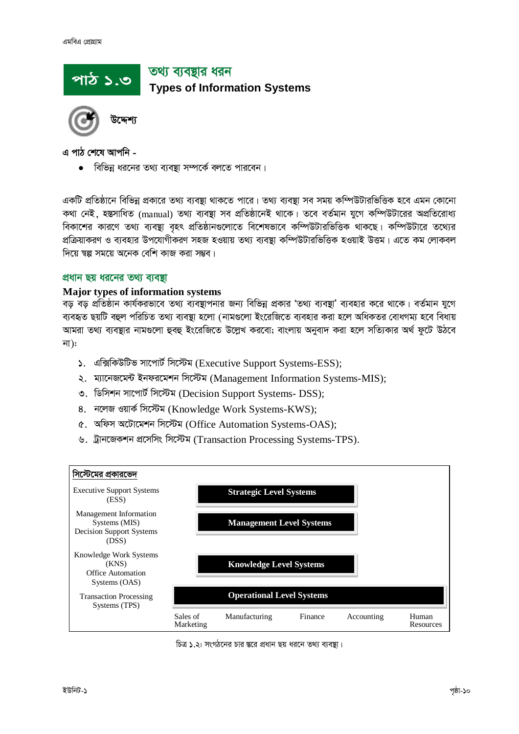# পাঠ ১.৩ তথ্য ব্যবস্থার ধরন

## Types of Information Systems

**উদ্দেশ্য**

এ পাঠ শেষে আপনি -

- বিভিন্ন ধরনের তথ্য ব্যবস্থা সম্পর্কে বলতে পারবেন।

একটি প্রতিষ্ঠানে বিভিন্ন প্রকারে তথ্য ব্যবস্থা থাকতে পারে। তথ্য ব্যবস্থা সব সময় কম্পিউটারভিত্তিক হবে এমন কোনো কথা নেই, হস্তসাধিত (manual) তথ্য ব্যবস্থা সব প্রতিষ্ঠানেই থাকে। তবে বর্তমান যুগে কম্পিউটারের অপ্রতিরোধ্য বিকাশের কারণে তথ্য ব্যবস্থা বৃহৎ প্রতিষ্ঠানগুলোতে বিশেষভাবে কম্পিউটারভিত্তিক থাকছে। কম্পিউটারে তথ্যের প্রক্রিয়াকরণ ও ব্যবহার উপযোগীকরণ সহজ হওয়ায় তথ্য ব্যবস্থা কম্পিউটারভিত্তিক হওয়াই উত্তম। এতে কম লোকবল দিয়ে স্বল্প সময়ে অনেক বেশি কাজ করা সম্ভব।

### প্রধান ছয় ধরনের তথ্য ব্যবস্থা

### Major types of information systems

বড় বড় প্রতিষ্ঠান কার্যকরভাবে তথ্য ব্যবস্থাপনার জন্য বিভিন্ন প্রকার 'তথ্য ব্যবস্থা' ব্যবহার করে থাকে। বর্তমান যুগে ব্যবহৃত ছয়টি বহুল পরিচিত তথ্য ব্যবস্থা হলো (নামগুলো ইংরেজিতে ব্যবহার করা হলে অধিকতর বোধগম্য হবে বিধায় আমরা তথ্য ব্যবস্থার নামগুলো হুবহু ইংরেজিতে উল্লেখ করবো; বাংলায় অনুবাদ করা হলে সত্যিকার অর্থ ফুটে উঠবে না):

১. এক্সিকিউটিভ সাপোর্ট সিস্টেম (Executive Support Systems-ESS);
২. ম্যানেজমেন্ট ইনফরমেশন সিস্টেম (Management Information Systems-MIS);
৩. ডিসিশন সাপোর্ট সিস্টেম (Decision Support Systems- DSS);
৪. নলেজ ওয়ার্ক সিস্টেম (Knowledge Work Systems-KWS);
৫. অফিস অটোমেশন সিস্টেম (Office Automation Systems-OAS);
৬. ট্রানজেকশন প্রসেসিং সিস্টেম (Transaction Processing Systems-TPS).

**সিস্টেমের প্রকারভেদ**

| System types | Level |
|---|---|
| Executive Support Systems (ESS) | Strategic Level Systems |
| Management Information Systems (MIS), Decision Support Systems (DSS) | Management Level Systems |
| Knowledge Work Systems (KNS), Office Automation Systems (OAS) | Knowledge Level Systems |
| Transaction Processing Systems (TPS) | Operational Level Systems |

Sales of Marketing | Manufacturing | Finance | Accounting | Human Resources

চিত্র ১.২: সংগঠনের চার স্তরে প্রধান ছয় ধরনে তথ্য ব্যবস্থা।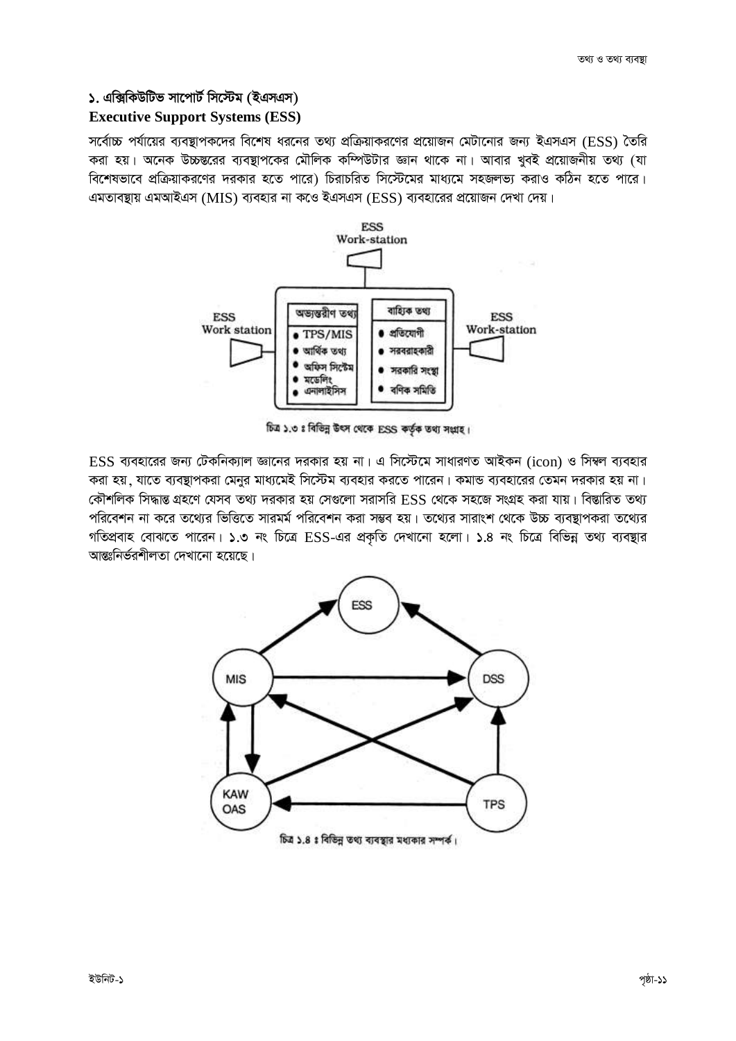## ১. এক্সিকিউটিভ সাপোর্ট সিস্টেম (ইএসএস)

## Executive Support Systems (ESS)

সর্বোচ্চ পর্যায়ের ব্যবস্থাপকদের বিশেষ ধরনের তথ্য প্রক্রিয়াকরণের প্রয়োজন মেটানোর জন্য ইএসএস (ESS) তৈরি করা হয়। অনেক উচ্চস্তরের ব্যবস্থাপকের মৌলিক কম্পিউটার জ্ঞান থাকে না। আবার খুবই প্রয়োজনীয় তথ্য (যা বিশেষভাবে প্রক্রিয়াকরণের দরকার হতে পারে) চিরাচরিত সিস্টেমের মাধ্যমে সহজলভ্য করাও কঠিন হতে পারে। এমতাবস্থায় এমআইএস (MIS) ব্যবহার না কওে ইএসএস (ESS) ব্যবহারের প্রয়োজন দেখা দেয়।

চিত্র ১.৩ ঃ বিভিন্ন উৎস থেকে ESS কর্তৃক তথ্য সংগ্রহ।

ESS ব্যবহারের জন্য টেকনিক্যাল জ্ঞানের দরকার হয় না। এ সিস্টেমে সাধারণত আইকন (icon) ও সিম্বল ব্যবহার করা হয়, যাতে ব্যবস্থাপকরা মেনুর মাধ্যমেই সিস্টেম ব্যবহার করতে পারেন। কমান্ড ব্যবহারের তেমন দরকার হয় না। কৌশলিক সিদ্ধান্ত গ্রহণে যেসব তথ্য দরকার হয় সেগুলো সরাসরি ESS থেকে সহজে সংগ্রহ করা যায়। বিস্তারিত তথ্য পরিবেশন না করে তথ্যের ভিত্তিতে সারমর্ম পরিবেশন করা সম্ভব হয়। তথ্যের সারাংশ থেকে উচ্চ ব্যবস্থাপকরা তথ্যের গতিপ্রবাহ বোঝতে পারেন। ১.৩ নং চিত্রে ESS-এর প্রকৃতি দেখানো হলো। ১.৪ নং চিত্রে বিভিন্ন তথ্য ব্যবস্থার আন্তঃনির্ভরশীলতা দেখানো হয়েছে।

চিত্র ১.৪ ঃ বিভিন্ন তথ্য ব্যবস্থার মধ্যকার সম্পর্ক।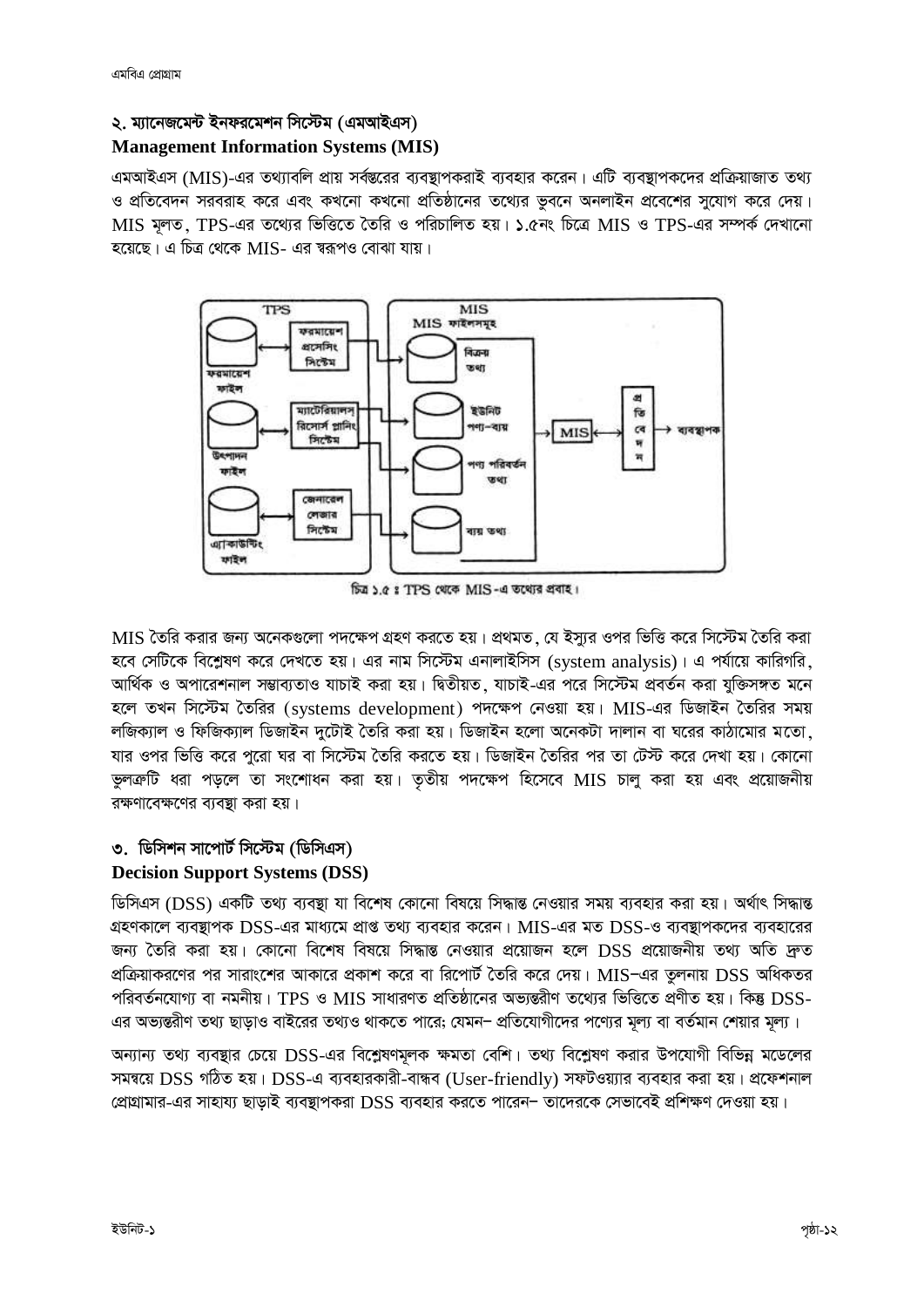## ২. ম্যানেজমেন্ট ইনফরমেশন সিস্টেম (এমআইএস)

### Management Information Systems (MIS)

এমআইএস (MIS)-এর তথ্যাবলি প্রায় সর্বস্তরের ব্যবস্থাপকরাই ব্যবহার করেন। এটি ব্যবস্থাপকদের প্রক্রিয়াজাত তথ্য ও প্রতিবেদন সরবরাহ করে এবং কখনো কখনো প্রতিষ্ঠানের তথ্যের ভুবনে অনলাইন প্রবেশের সুযোগ করে দেয়। MIS মূলত, TPS-এর তথ্যের ভিত্তিতে তৈরি ও পরিচালিত হয়। ১.৫নং চিত্রে MIS ও TPS-এর সম্পর্ক দেখানো হয়েছে। এ চিত্র থেকে MIS- এর স্বরূপও বোঝা যায়।

চিত্র ১.৫ : TPS থেকে MIS-এ তথ্যের প্রবাহ।

MIS তৈরি করার জন্য অনেকগুলো পদক্ষেপ গ্রহণ করতে হয়। প্রথমত, যে ইস্যুর ওপর ভিত্তি করে সিস্টেম তৈরি করা হবে সেটিকে বিশ্লেষণ করে দেখতে হয়। এর নাম সিস্টেম এনালাইসিস (system analysis)। এ পর্যায়ে কারিগরি, আর্থিক ও অপারেশনাল সম্ভাব্যতাও যাচাই করা হয়। দ্বিতীয়ত, যাচাই-এর পরে সিস্টেম প্রবর্তন করা যুক্তিসঙ্গত মনে হলে তখন সিস্টেম তৈরির (systems development) পদক্ষেপ নেওয়া হয়। MIS-এর ডিজাইন তৈরির সময় লজিক্যাল ও ফিজিক্যাল ডিজাইন দুটোই তৈরি করা হয়। ডিজাইন হলো অনেকটা দালান বা ঘরের কাঠামোর মতো, যার ওপর ভিত্তি করে পুরো ঘর বা সিস্টেম তৈরি করতে হয়। ডিজাইন তৈরির পর তা টেস্ট করে দেখা হয়। কোনো ভুলত্রুটি ধরা পড়লে তা সংশোধন করা হয়। তৃতীয় পদক্ষেপ হিসেবে MIS চালু করা হয় এবং প্রয়োজনীয় রক্ষণাবেক্ষণের ব্যবস্থা করা হয়।

## ৩. ডিসিশন সাপোর্ট সিস্টেম (ডিসিএস)

### Decision Support Systems (DSS)

ডিসিএস (DSS) একটি তথ্য ব্যবস্থা যা বিশেষ কোনো বিষয়ে সিদ্ধান্ত নেওয়ার সময় ব্যবহার করা হয়। অর্থাৎ সিদ্ধান্ত গ্রহণকালে ব্যবস্থাপক DSS-এর মাধ্যমে প্রাপ্ত তথ্য ব্যবহার করেন। MIS-এর মত DSS-ও ব্যবস্থাপকদের ব্যবহারের জন্য তৈরি করা হয়। কোনো বিশেষ বিষয়ে সিদ্ধান্ত নেওয়ার প্রয়োজন হলে DSS প্রয়োজনীয় তথ্য অতি দ্রুত প্রক্রিয়াকরণের পর সারাংশের আকারে প্রকাশ করে বা রিপোর্ট তৈরি করে দেয়। MIS–এর তুলনায় DSS অধিকতর পরিবর্তনযোগ্য বা নমনীয়। TPS ও MIS সাধারণত প্রতিষ্ঠানের অভ্যন্তরীণ তথ্যের ভিত্তিতে প্রণীত হয়। কিন্তু DSS-এর অভ্যন্তরীণ তথ্য ছাড়াও বাইরের তথ্যও থাকতে পারে; যেমন– প্রতিযোগীদের পণ্যের মূল্য বা বর্তমান শেয়ার মূল্য।

অন্যান্য তথ্য ব্যবস্থার চেয়ে DSS-এর বিশ্লেষণমূলক ক্ষমতা বেশি। তথ্য বিশ্লেষণ করার উপযোগী বিভিন্ন মডেলের সমন্বয়ে DSS গঠিত হয়। DSS-এ ব্যবহারকারী-বান্ধব (User-friendly) সফটওয়্যার ব্যবহার করা হয়। প্রফেশনাল প্রোগ্রামার-এর সাহায্য ছাড়াই ব্যবস্থাপকরা DSS ব্যবহার করতে পারেন– তাদেরকে সেভাবেই প্রশিক্ষণ দেওয়া হয়।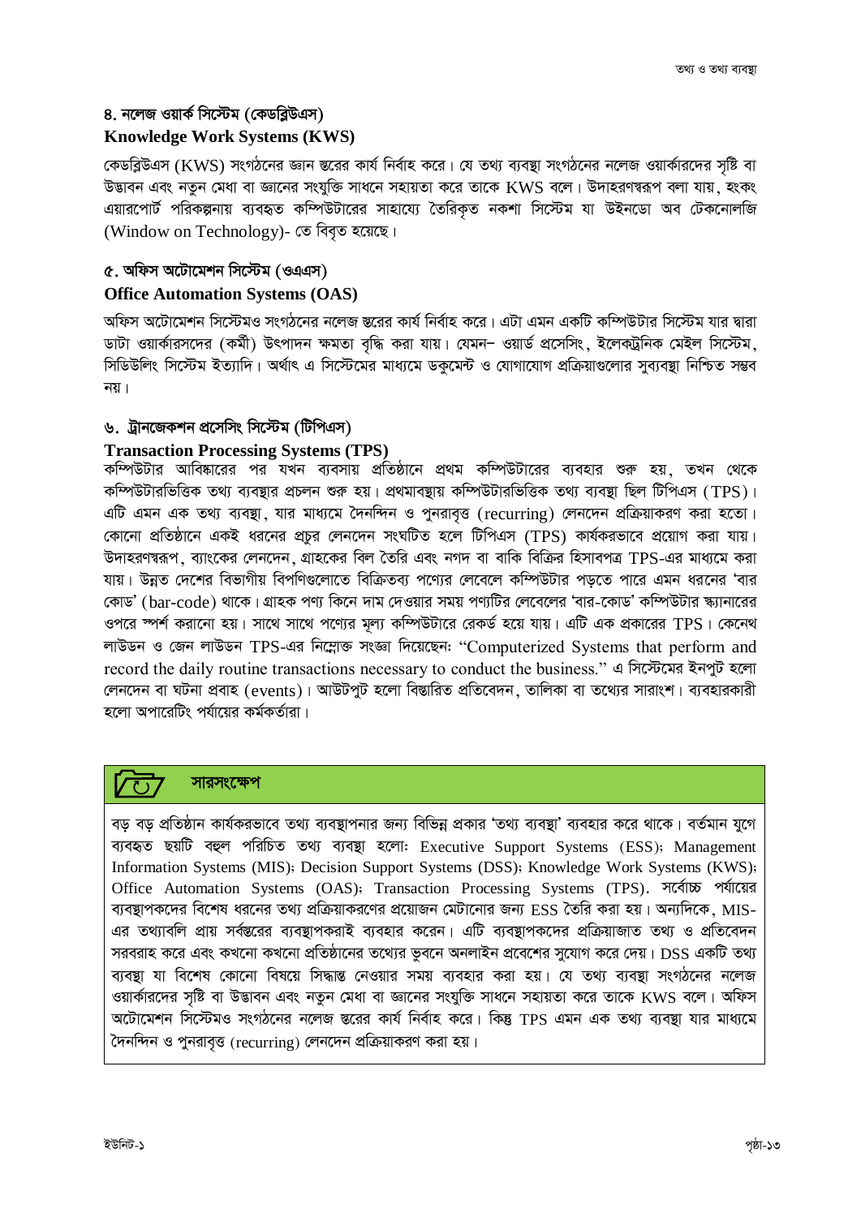### ৪. নলেজ ওয়ার্ক সিস্টেম (কেডব্লিউএস)
### Knowledge Work Systems (KWS)

কেডব্লিউএস (KWS) সংগঠনের জ্ঞান স্তরের কার্য নির্বাহ করে। যে তথ্য ব্যবস্থা সংগঠনের নলেজ ওয়ার্কারদের সৃষ্টি বা উদ্ভাবন এবং নতুন মেধা বা জ্ঞানের সংযুক্তি সাধনে সহায়তা করে তাকে KWS বলে। উদাহরণস্বরূপ বলা যায়, হংকং এয়ারপোর্ট পরিকল্পনায় ব্যবহৃত কম্পিউটারের সাহায্যে তৈরিকৃত নকশা সিস্টেম যা উইনডো অব টেকনোলজি (Window on Technology)- তে বিবৃত হয়েছে।

### ৫. অফিস অটোমেশন সিস্টেম (ওএএস)
### Office Automation Systems (OAS)

অফিস অটোমেশন সিস্টেমও সংগঠনের নলেজ স্তরের কার্য নির্বাহ করে। এটা এমন একটি কম্পিউটার সিস্টেম যার দ্বারা ডাটা ওয়ার্কারসদের (কর্মী) উৎপাদন ক্ষমতা বৃদ্ধি করা যায়। যেমন− ওয়ার্ড প্রসেসিং, ইলেকট্রনিক মেইল সিস্টেম, সিডিউলিং সিস্টেম ইত্যাদি। অর্থাৎ এ সিস্টেমের মাধ্যমে ডকুমেন্ট ও যোগাযোগ প্রক্রিয়াগুলোর সুব্যবস্থা নিশ্চিত সম্ভব নয়।

### ৬. ট্রানজেকশন প্রসেসিং সিস্টেম (টিপিএস)
### Transaction Processing Systems (TPS)

কম্পিউটার আবিষ্কারের পর যখন ব্যবসায় প্রতিষ্ঠানে প্রথম কম্পিউটারের ব্যবহার শুরু হয়, তখন থেকে কম্পিউটারভিত্তিক তথ্য ব্যবস্থার প্রচলন শুরু হয়। প্রথমাবস্থায় কম্পিউটারভিত্তিক তথ্য ব্যবস্থা ছিল টিপিএস (TPS)। এটি এমন এক তথ্য ব্যবস্থা, যার মাধ্যমে দৈনন্দিন ও পুনরাবৃত্ত (recurring) লেনদেন প্রক্রিয়াকরণ করা হতো। কোনো প্রতিষ্ঠানে একই ধরনের প্রচুর লেনদেন সংঘটিত হলে টিপিএস (TPS) কার্যকরভাবে প্রয়োগ করা যায়। উদাহরণস্বরূপ, ব্যাংকের লেনদেন, গ্রাহকের বিল তৈরি এবং নগদ বা বাকি বিক্রির হিসাবপত্র TPS-এর মাধ্যমে করা যায়। উন্নত দেশের বিভাগীয় বিপণিগুলোতে বিক্রিতব্য পণ্যের লেবেলে কম্পিউটার পড়তে পারে এমন ধরনের 'বার কোড' (bar-code) থাকে। গ্রাহক পণ্য কিনে দাম দেওয়ার সময় পণ্যটির লেবেলের 'বার-কোড' কম্পিউটার স্ক্যানারের ওপরে স্পর্শ করানো হয়। সাথে সাথে পণ্যের মূল্য কম্পিউটারে রেকর্ড হয়ে যায়। এটি এক প্রকারের TPS। কেনেথ লাউডন ও জেন লাউডন TPS-এর নিম্নোক্ত সংজ্ঞা দিয়েছেন: "Computerized Systems that perform and record the daily routine transactions necessary to conduct the business." এ সিস্টেমের ইনপুট হলো লেনদেন বা ঘটনা প্রবাহ (events)। আউটপুট হলো বিস্তারিত প্রতিবেদন, তালিকা বা তথ্যের সারাংশ। ব্যবহারকারী হলো অপারেটিং পর্যায়ের কর্মকর্তারা।

## সারসংক্ষেপ

বড় বড় প্রতিষ্ঠান কার্যকরভাবে তথ্য ব্যবস্থাপনার জন্য বিভিন্ন প্রকার 'তথ্য ব্যবস্থা' ব্যবহার করে থাকে। বর্তমান যুগে ব্যবহৃত ছয়টি বহুল পরিচিত তথ্য ব্যবস্থা হলো: Executive Support Systems (ESS); Management Information Systems (MIS); Decision Support Systems (DSS); Knowledge Work Systems (KWS); Office Automation Systems (OAS); Transaction Processing Systems (TPS). সর্বোচ্চ পর্যায়ের ব্যবস্থাপকদের বিশেষ ধরনের তথ্য প্রক্রিয়াকরণের প্রয়োজন মেটানোর জন্য ESS তৈরি করা হয়। অন্যদিকে, MIS-এর তথ্যাবলি প্রায় সর্বস্তরের ব্যবস্থাপকরাই ব্যবহার করেন। এটি ব্যবস্থাপকদের প্রক্রিয়াজাত তথ্য ও প্রতিবেদন সরবরাহ করে এবং কখনো কখনো প্রতিষ্ঠানের তথ্যের ভুবনে অনলাইন প্রবেশের সুযোগ করে দেয়। DSS একটি তথ্য ব্যবস্থা যা বিশেষ কোনো বিষয়ে সিদ্ধান্ত নেওয়ার সময় ব্যবহার করা হয়। যে তথ্য ব্যবস্থা সংগঠনের নলেজ ওয়ার্কারদের সৃষ্টি বা উদ্ভাবন এবং নতুন মেধা বা জ্ঞানের সংযুক্তি সাধনে সহায়তা করে তাকে KWS বলে। অফিস অটোমেশন সিস্টেমও সংগঠনের নলেজ স্তরের কার্য নির্বাহ করে। কিন্তু TPS এমন এক তথ্য ব্যবস্থা যার মাধ্যমে দৈনন্দিন ও পুনরাবৃত্ত (recurring) লেনদেন প্রক্রিয়াকরণ করা হয়।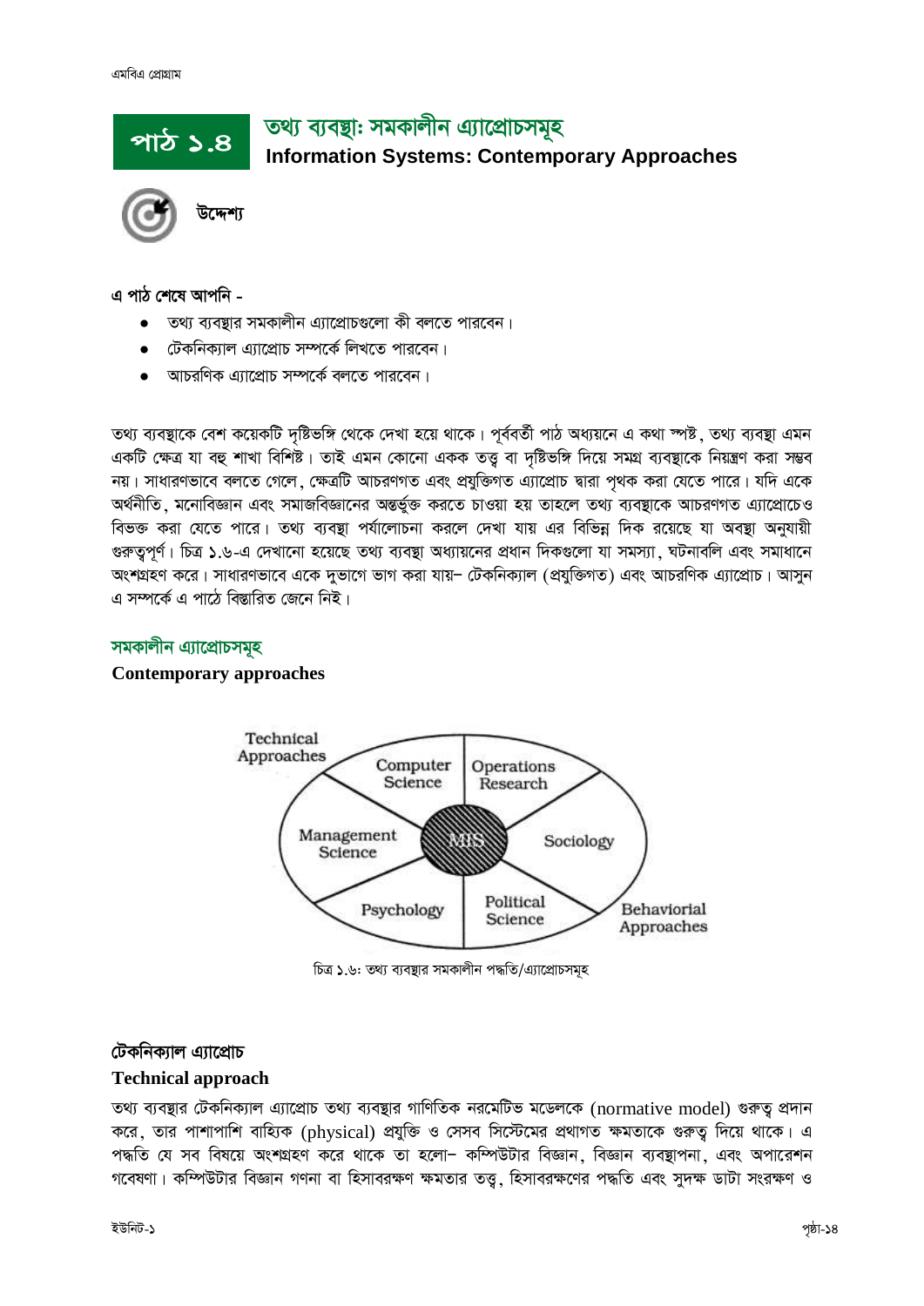# পাঠ ১.৪ তথ্য ব্যবস্থাঃ সমকালীন এ্যাপ্রোচসমূহ
## Information Systems: Contemporary Approaches

**উদ্দেশ্য**

**এ পাঠ শেষে আপনি -**

- তথ্য ব্যবস্থার সমকালীন এ্যাপ্রোচগুলো কী বলতে পারবেন।
- টেকনিক্যাল এ্যাপ্রোচ সম্পর্কে লিখতে পারবেন।
- আচরণিক এ্যাপ্রোচ সম্পর্কে বলতে পারবেন।

তথ্য ব্যবস্থাকে বেশ কয়েকটি দৃষ্টিভঙ্গি থেকে দেখা হয়ে থাকে। পূর্ববর্তী পাঠ অধ্যয়নে এ কথা স্পষ্ট, তথ্য ব্যবস্থা এমন একটি ক্ষেত্র যা বহু শাখা বিশিষ্ট। তাই এমন কোনো একক তত্ত্ব বা দৃষ্টিভঙ্গি দিয়ে সমগ্র ব্যবস্থাকে নিয়ন্ত্রণ করা সম্ভব নয়। সাধারণভাবে বলতে গেলে, ক্ষেত্রটি আচরণগত এবং প্রযুক্তিগত এ্যাপ্রোচ দ্বারা পৃথক করা যেতে পারে। যদি একে অর্থনীতি, মনোবিজ্ঞান এবং সমাজবিজ্ঞানের অন্তর্ভুক্ত করতে চাওয়া হয় তাহলে তথ্য ব্যবস্থাকে আচরণগত এ্যাপ্রোচেও বিভক্ত করা যেতে পারে। তথ্য ব্যবস্থা পর্যালোচনা করলে দেখা যায় এর বিভিন্ন দিক রয়েছে যা অবস্থা অনুযায়ী গুরুত্বপূর্ণ। চিত্র ১.৬-এ দেখানো হয়েছে তথ্য ব্যবস্থা অধ্যায়নের প্রধান দিকগুলো যা সমস্যা, ঘটনাবলি এবং সমাধানে অংশগ্রহণ করে। সাধারণভাবে একে দুভাগে ভাগ করা যায়- টেকনিক্যাল (প্রযুক্তিগত) এবং আচরণিক এ্যাপ্রোচ। আসুন এ সম্পর্কে এ পাঠে বিস্তারিত জেনে নিই।

### সমকালীন এ্যাপ্রোচসমূহ
**Contemporary approaches**

Technical Approaches — Computer Science, Operations Research, Management Science
MIS
Behaviorial Approaches — Sociology, Political Science, Psychology

চিত্র ১.৬: তথ্য ব্যবস্থার সমকালীন পদ্ধতি/এ্যাপ্রোচসমূহ

### টেকনিক্যাল এ্যাপ্রোচ
**Technical approach**

তথ্য ব্যবস্থার টেকনিক্যাল এ্যাপ্রোচ তথ্য ব্যবস্থার গাণিতিক নরমেটিভ মডেলকে (normative model) গুরুত্ব প্রদান করে, তার পাশাপাশি বাহ্যিক (physical) প্রযুক্তি ও সেসব সিস্টেমের প্রথাগত ক্ষমতাকে গুরুত্ব দিয়ে থাকে। এ পদ্ধতি যে সব বিষয়ে অংশগ্রহণ করে থাকে তা হলো- কম্পিউটার বিজ্ঞান, বিজ্ঞান ব্যবস্থাপনা, এবং অপারেশন গবেষণা। কম্পিউটার বিজ্ঞান গণনা বা হিসাবরক্ষণ ক্ষমতার তত্ত্ব, হিসাবরক্ষণের পদ্ধতি এবং সুদক্ষ ডাটা সংরক্ষণ ও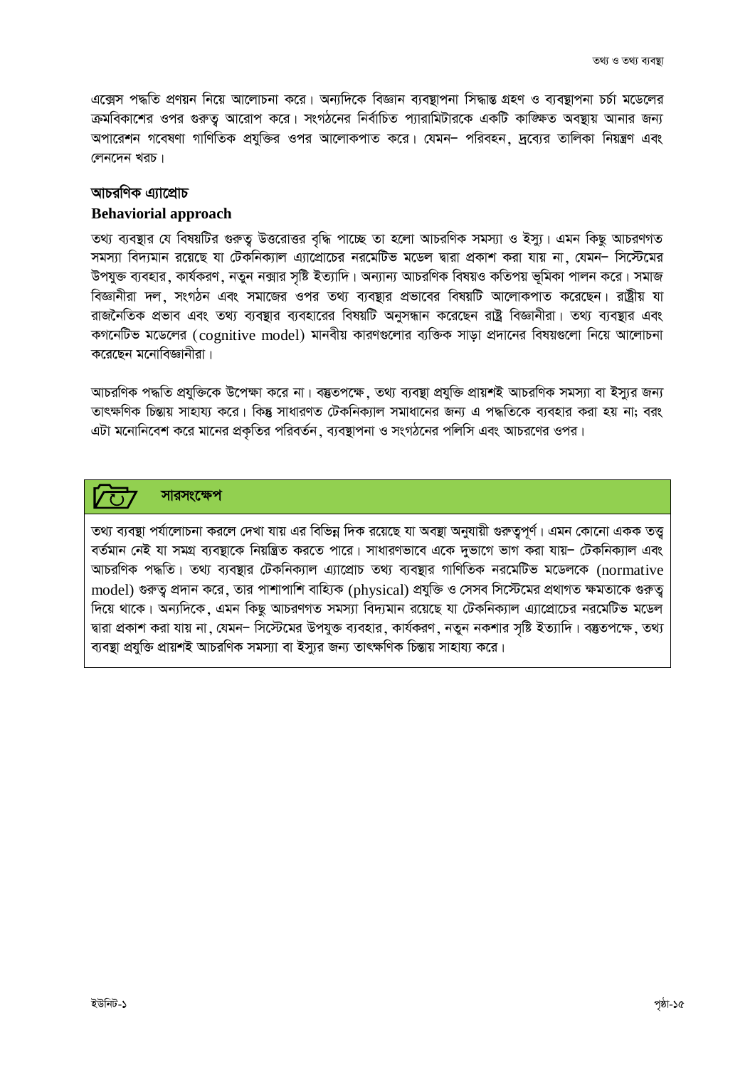এক্সেস পদ্ধতি প্রণয়ন নিয়ে আলোচনা করে। অন্যদিকে বিজ্ঞান ব্যবস্থাপনা সিদ্ধান্ত গ্রহণ ও ব্যবস্থাপনা চর্চা মডেলের ক্রমবিকাশের ওপর গুরুত্ব আরোপ করে। সংগঠনের নির্বাচিত প্যারামিটারকে একটি কাঙ্ক্ষিত অবস্থায় আনার জন্য অপারেশন গবেষণা গাণিতিক প্রযুক্তির ওপর আলোকপাত করে। যেমন– পরিবহন, দ্রব্যের তালিকা নিয়ন্ত্রণ এবং লেনদেন খরচ।

## আচরণিক এ্যাপ্রোচ

**Behaviorial approach**

তথ্য ব্যবস্থার যে বিষয়টির গুরুত্ব উত্তরোত্তর বৃদ্ধি পাচ্ছে তা হলো আচরণিক সমস্যা ও ইস্যু। এমন কিছু আচরণগত সমস্যা বিদ্যমান রয়েছে যা টেকনিক্যাল এ্যাপ্রোচের নরমেটিভ মডেল দ্বারা প্রকাশ করা যায় না, যেমন– সিস্টেমের উপযুক্ত ব্যবহার, কার্যকরণ, নতুন নক্সার সৃষ্টি ইত্যাদি। অন্যান্য আচরণিক বিষয়ও কতিপয় ভূমিকা পালন করে। সমাজ বিজ্ঞানীরা দল, সংগঠন এবং সমাজের ওপর তথ্য ব্যবস্থার প্রভাবের বিষয়টি আলোকপাত করেছেন। রাষ্ট্রীয় যা রাজনৈতিক প্রভাব এবং তথ্য ব্যবস্থার ব্যবহারের বিষয়টি অনুসন্ধান করেছেন রাষ্ট্র বিজ্ঞানীরা। তথ্য ব্যবস্থার এবং কগনেটিভ মডেলের (cognitive model) মানবীয় কারণগুলোর ব্যক্তিক সাড়া প্রদানের বিষয়গুলো নিয়ে আলোচনা করেছেন মনোবিজ্ঞানীরা।

আচরণিক পদ্ধতি প্রযুক্তিকে উপেক্ষা করে না। বস্তুতপক্ষে, তথ্য ব্যবস্থা প্রযুক্তি প্রায়শই আচরণিক সমস্যা বা ইস্যুর জন্য তাৎক্ষণিক চিন্তায় সাহায্য করে। কিন্তু সাধারণত টেকনিক্যাল সমাধানের জন্য এ পদ্ধতিকে ব্যবহার করা হয় না; বরং এটা মনোনিবেশ করে মানের প্রকৃতির পরিবর্তন, ব্যবস্থাপনা ও সংগঠনের পলিসি এবং আচরণের ওপর।

### সারসংক্ষেপ

তথ্য ব্যবস্থা পর্যালোচনা করলে দেখা যায় এর বিভিন্ন দিক রয়েছে যা অবস্থা অনুযায়ী গুরুত্বপূর্ণ। এমন কোনো একক তত্ত্ব বর্তমান নেই যা সমগ্র ব্যবস্থাকে নিয়ন্ত্রিত করতে পারে। সাধারণভাবে একে দুভাগে ভাগ করা যায়– টেকনিক্যাল এবং আচরণিক পদ্ধতি। তথ্য ব্যবস্থার টেকনিক্যাল এ্যাপ্রোচ তথ্য ব্যবস্থার গাণিতিক নরমেটিভ মডেলকে (normative model) গুরুত্ব প্রদান করে, তার পাশাপাশি বাহ্যিক (physical) প্রযুক্তি ও সেসব সিস্টেমের প্রথাগত ক্ষমতাকে গুরুত্ব দিয়ে থাকে। অন্যদিকে, এমন কিছু আচরণগত সমস্যা বিদ্যমান রয়েছে যা টেকনিক্যাল এ্যাপ্রোচের নরমেটিভ মডেল দ্বারা প্রকাশ করা যায় না, যেমন– সিস্টেমের উপযুক্ত ব্যবহার, কার্যকরণ, নতুন নকশার সৃষ্টি ইত্যাদি। বস্তুতপক্ষে, তথ্য ব্যবস্থা প্রযুক্তি প্রায়শই আচরণিক সমস্যা বা ইস্যুর জন্য তাৎক্ষণিক চিন্তায় সাহায্য করে।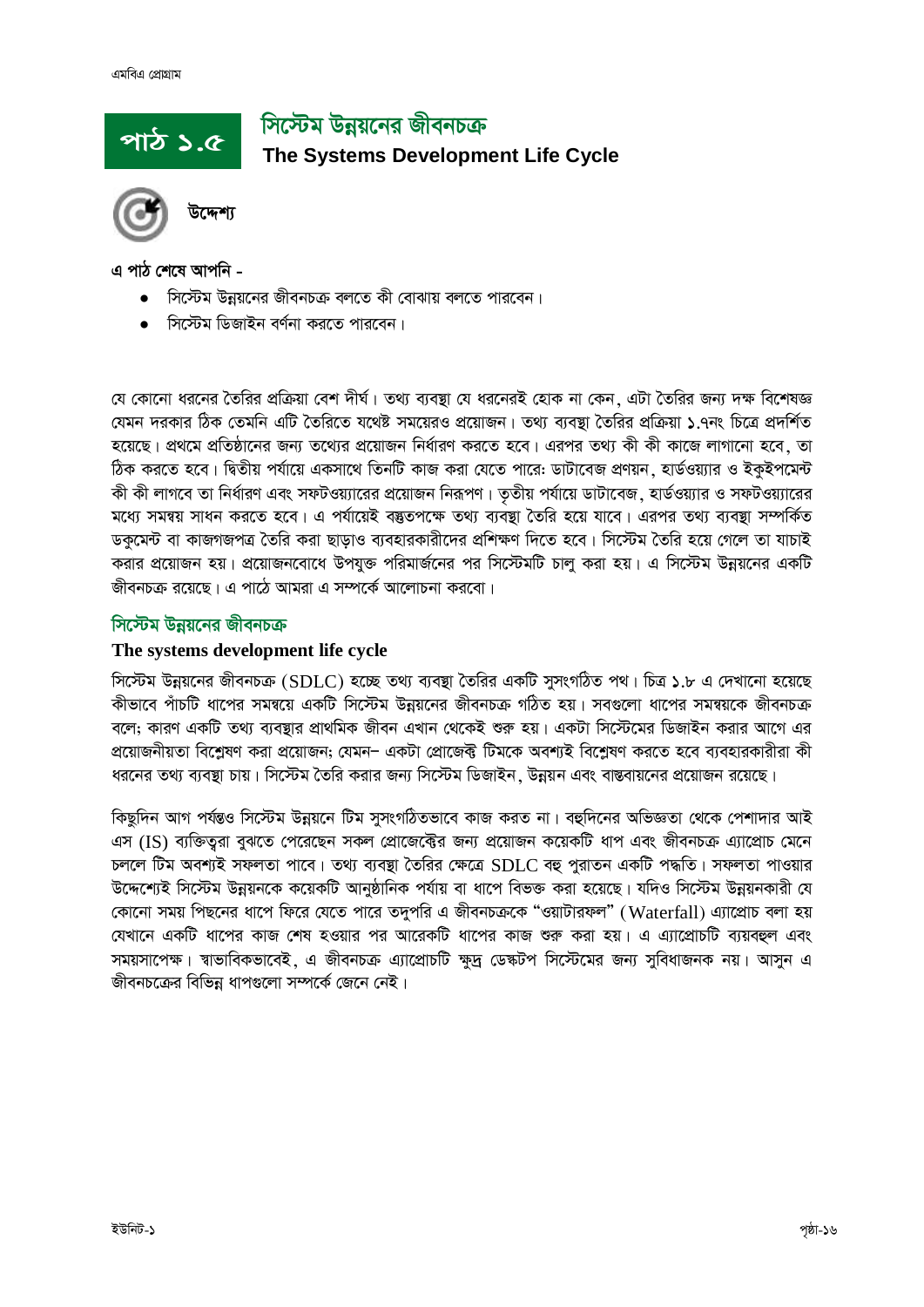# পাঠ ১.৫ সিস্টেম উন্নয়নের জীবনচক্র

## The Systems Development Life Cycle

**উদ্দেশ্য**

**এ পাঠ শেষে আপনি -**

- সিস্টেম উন্নয়নের জীবনচক্র বলতে কী বোঝায় বলতে পারবেন।
- সিস্টেম ডিজাইন বর্ণনা করতে পারবেন।

যে কোনো ধরনের তৈরির প্রক্রিয়া বেশ দীর্ঘ। তথ্য ব্যবস্থা যে ধরনেরই হোক না কেন, এটা তৈরির জন্য দক্ষ বিশেষজ্ঞ যেমন দরকার ঠিক তেমনি এটি তৈরিতে যথেষ্ট সময়েরও প্রয়োজন। তথ্য ব্যবস্থা তৈরির প্রক্রিয়া ১.৭নং চিত্রে প্রদর্শিত হয়েছে। প্রথমে প্রতিষ্ঠানের জন্য তথ্যের প্রয়োজন নির্ধারণ করতে হবে। এরপর তথ্য কী কী কাজে লাগানো হবে, তা ঠিক করতে হবে। দ্বিতীয় পর্যায়ে একসাথে তিনটি কাজ করা যেতে পারে: ডাটাবেজ প্রণয়ন, হার্ডওয়্যার ও ইকুইপমেন্ট কী কী লাগবে তা নির্ধারণ এবং সফটওয়্যারের প্রয়োজন নিরূপণ। তৃতীয় পর্যায়ে ডাটাবেজ, হার্ডওয়্যার ও সফটওয়্যারের মধ্যে সমন্বয় সাধন করতে হবে। এ পর্যায়েই বস্তুতপক্ষে তথ্য ব্যবস্থা তৈরি হয়ে যাবে। এরপর তথ্য ব্যবস্থা সম্পর্কিত ডকুমেন্ট বা কাজগজপত্র তৈরি করা ছাড়াও ব্যবহারকারীদের প্রশিক্ষণ দিতে হবে। সিস্টেম তৈরি হয়ে গেলে তা যাচাই করার প্রয়োজন হয়। প্রয়োজনবোধে উপযুক্ত পরিমার্জনের পর সিস্টেমটি চালু করা হয়। এ সিস্টেম উন্নয়নের একটি জীবনচক্র রয়েছে। এ পাঠে আমরা এ সম্পর্কে আলোচনা করবো।

### সিস্টেম উন্নয়নের জীবনচক্র

### The systems development life cycle

সিস্টেম উন্নয়নের জীবনচক্র (SDLC) হচ্ছে তথ্য ব্যবস্থা তৈরির একটি সুসংগঠিত পথ। চিত্র ১.৮ এ দেখানো হয়েছে কীভাবে পাঁচটি ধাপের সমন্বয়ে একটি সিস্টেম উন্নয়নের জীবনচক্র গঠিত হয়। সবগুলো ধাপের সমন্বয়কে জীবনচক্র বলে; কারণ একটি তথ্য ব্যবস্থার প্রাথমিক জীবন এখান থেকেই শুরু হয়। একটা সিস্টেমের ডিজাইন করার আগে এর প্রয়োজনীয়তা বিশ্লেষণ করা প্রয়োজন; যেমন– একটা প্রোজেক্ট টিমকে অবশ্যই বিশ্লেষণ করতে হবে ব্যবহারকারীরা কী ধরনের তথ্য ব্যবস্থা চায়। সিস্টেম তৈরি করার জন্য সিস্টেম ডিজাইন, উন্নয়ন এবং বাস্তবায়নের প্রয়োজন রয়েছে।

কিছুদিন আগ পর্যন্তও সিস্টেম উন্নয়নে টিম সুসংগঠিতভাবে কাজ করত না। বহুদিনের অভিজ্ঞতা থেকে পেশাদার আই এস (IS) ব্যক্তিত্বরা বুঝতে পেরেছেন সকল প্রোজেক্টের জন্য প্রয়োজন কয়েকটি ধাপ এবং জীবনচক্র এ্যাপ্রোচ মেনে চললে টিম অবশ্যই সফলতা পাবে। তথ্য ব্যবস্থা তৈরির ক্ষেত্রে SDLC বহু পুরাতন একটি পদ্ধতি। সফলতা পাওয়ার উদ্দেশ্যেই সিস্টেম উন্নয়নকে কয়েকটি আনুষ্ঠানিক পর্যায় বা ধাপে বিভক্ত করা হয়েছে। যদিও সিস্টেম উন্নয়নকারী যে কোনো সময় পিছনের ধাপে ফিরে যেতে পারে তদুপরি এ জীবনচক্রকে "ওয়াটারফল" (Waterfall) এ্যাপ্রোচ বলা হয় যেখানে একটি ধাপের কাজ শেষ হওয়ার পর আরেকটি ধাপের কাজ শুরু করা হয়। এ এ্যাপ্রোচটি ব্যয়বহুল এবং সময়সাপেক্ষ। স্বাভাবিকভাবেই, এ জীবনচক্র এ্যাপ্রোচটি ক্ষুদ্র ডেস্কটপ সিস্টেমের জন্য সুবিধাজনক নয়। আসুন এ জীবনচক্রের বিভিন্ন ধাপগুলো সম্পর্কে জেনে নেই।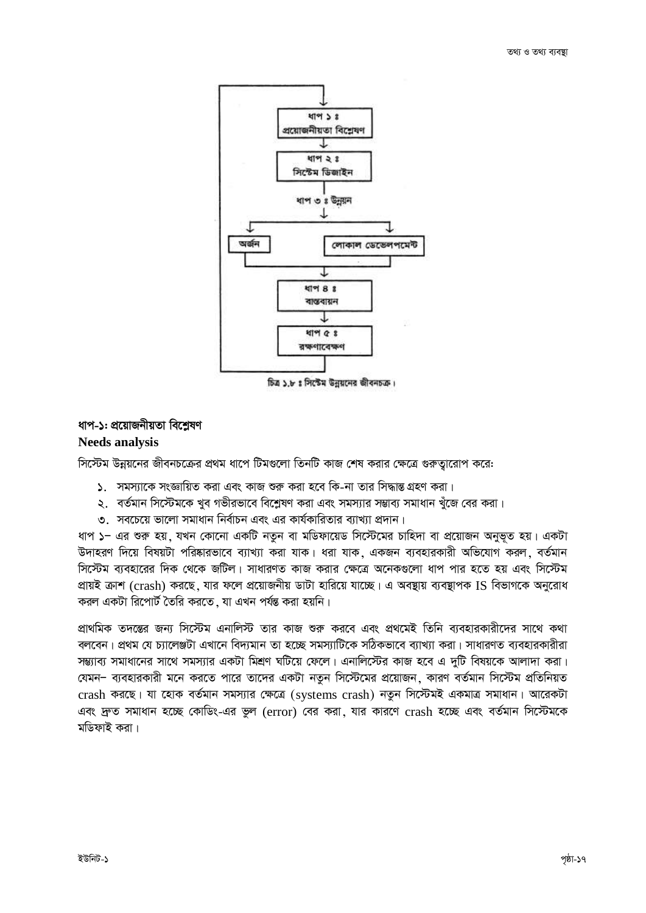ধাপ ১ ঃ
প্রয়োজনীয়তা বিশ্লেষণ

ধাপ ২ ঃ
সিস্টেম ডিজাইন

ধাপ ৩ ঃ উন্নয়ন

অর্জন

লোকাল ডেভেলপমেন্ট

ধাপ ৪ ঃ
বাস্তবায়ন

ধাপ ৫ ঃ
রক্ষণাবেক্ষণ

চিত্র ১.৮ ঃ সিস্টেম উন্নয়নের জীবনচক্র।

## ধাপ-১: প্রয়োজনীয়তা বিশ্লেষণ

### Needs analysis

সিস্টেম উন্নয়নের জীবনচক্রের প্রথম ধাপে টিমগুলো তিনটি কাজ শেষ করার ক্ষেত্রে গুরুত্বারোপ করে:

১. সমস্যাকে সংজ্ঞায়িত করা এবং কাজ শুরু করা হবে কি-না তার সিদ্ধান্ত গ্রহণ করা।
২. বর্তমান সিস্টেমকে খুব গভীরভাবে বিশ্লেষণ করা এবং সমস্যার সম্ভাব্য সমাধান খুঁজে বের করা।
৩. সবচেয়ে ভালো সমাধান নির্বাচন এবং এর কার্যকারিতার ব্যাখ্যা প্রদান।

ধাপ ১– এর শুরু হয়, যখন কোনো একটি নতুন বা মডিফায়েড সিস্টেমের চাহিদা বা প্রয়োজন অনুভূত হয়। একটা উদাহরণ দিয়ে বিষয়টা পরিষ্কারভাবে ব্যাখ্যা করা যাক। ধরা যাক, একজন ব্যবহারকারী অভিযোগ করল, বর্তমান সিস্টেম ব্যবহারের দিক থেকে জটিল। সাধারণত কাজ করার ক্ষেত্রে অনেকগুলো ধাপ পার হতে হয় এবং সিস্টেম প্রায়ই ক্রাশ (crash) করছে, যার ফলে প্রয়োজনীয় ডাটা হারিয়ে যাচ্ছে। এ অবস্থায় ব্যবস্থাপক IS বিভাগকে অনুরোধ করল একটা রিপোর্ট তৈরি করতে, যা এখন পর্যন্ত করা হয়নি।

প্রাথমিক তদন্তের জন্য সিস্টেম এনালিস্ট তার কাজ শুরু করবে এবং প্রথমেই তিনি ব্যবহারকারীদের সাথে কথা বলবেন। প্রথম যে চ্যালেঞ্জটা এখানে বিদ্যমান তা হচ্ছে সমস্যাটিকে সঠিকভাবে ব্যাখ্যা করা। সাধারণত ব্যবহারকারীরা সম্ভাব্য সমাধানের সাথে সমস্যার একটা মিশ্রণ ঘটিয়ে ফেলে। এনালিস্টের কাজ হবে এ দুটি বিষয়কে আলাদা করা। যেমন– ব্যবহারকারী মনে করতে পারে তাদের একটা নতুন সিস্টেমের প্রয়োজন, কারণ বর্তমান সিস্টেম প্রতিনিয়ত crash করছে। যা হোক বর্তমান সমস্যার ক্ষেত্রে (systems crash) নতুন সিস্টেমই একমাত্র সমাধান। আরেকটা এবং দ্রুত সমাধান হচ্ছে কোডিং-এর ভুল (error) বের করা, যার কারণে crash হচ্ছে এবং বর্তমান সিস্টেমকে মডিফাই করা।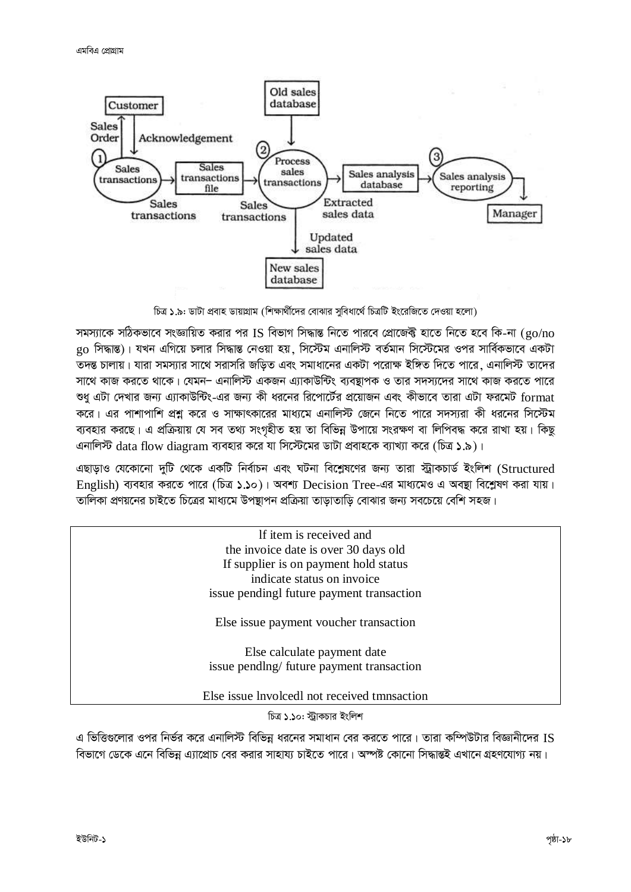Customer

Sales Order | Acknowledgement

① Sales transactions → Sales transactions file → ② Process sales transactions → Sales analysis database → ③ Sales analysis reporting → Manager

Old sales database → Process sales transactions

Sales transactions | Sales transactions | Extracted sales data | Updated sales data

New sales database

চিত্র ১.৯: ডাটা প্রবাহ ডায়াগ্রাম (শিক্ষার্থীদের বোঝার সুবিধার্থে চিত্রটি ইংরেজিতে দেওয়া হলো)

সমস্যাকে সঠিকভাবে সংজ্ঞায়িত করার পর IS বিভাগ সিদ্ধান্ত নিতে পারবে প্রোজেক্ট হাতে নিতে হবে কি-না (go/no go সিদ্ধান্ত)। যখন এগিয়ে চলার সিদ্ধান্ত নেওয়া হয়, সিস্টেম এনালিস্ট বর্তমান সিস্টেমের ওপর সার্বিকভাবে একটা তদন্ত চালায়। যারা সমস্যার সাথে সরাসরি জড়িত এবং সমাধানের একটা পরোক্ষ ইঙ্গিত দিতে পারে, এনালিস্ট তাদের সাথে কাজ করতে থাকে। যেমন– এনালিস্ট একজন এ্যাকাউন্টিং ব্যবস্থাপক ও তার সদস্যদের সাথে কাজ করতে পারে শুধু এটা দেখার জন্য এ্যাকাউন্টিং-এর জন্য কী ধরনের রিপোর্টের প্রয়োজন এবং কীভাবে তারা এটা ফরমেট format করে। এর পাশাপাশি প্রশ্ন করে ও সাক্ষাৎকারের মাধ্যমে এনালিস্ট জেনে নিতে পারে সদস্যরা কী ধরনের সিস্টেম ব্যবহার করছে। এ প্রক্রিয়ায় যে সব তথ্য সংগৃহীত হয় তা বিভিন্ন উপায়ে সংরক্ষণ বা লিপিবদ্ধ করে রাখা হয়। কিছু এনালিস্ট data flow diagram ব্যবহার করে যা সিস্টেমের ডাটা প্রবাহকে ব্যাখ্যা করে (চিত্র ১.৯)।

এছাড়াও যেকোনো দুটি থেকে একটি নির্বাচন এবং ঘটনা বিশ্লেষণের জন্য তারা স্ট্রাকচার্ড ইংলিশ (Structured English) ব্যবহার করতে পারে (চিত্র ১.১০)। অবশ্য Decision Tree-এর মাধ্যমেও এ অবস্থা বিশ্লেষণ করা যায়। তালিকা প্রণয়নের চাইতে চিত্রের মাধ্যমে উপস্থাপন প্রক্রিয়া তাড়াতাড়ি বোঝার জন্য সবচেয়ে বেশি সহজ।

```
If item is received and
the invoice date is over 30 days old
If supplier is on payment hold status
indicate status on invoice
issue pendingl future payment transaction

Else issue payment voucher transaction

Else calculate payment date
issue pendlng/ future payment transaction

Else issue lnvolcedl not received tmnsaction
```

চিত্র ১.১০: স্ট্রাকচার ইংলিশ

এ ভিত্তিগুলোর ওপর নির্ভর করে এনালিস্ট বিভিন্ন ধরনের সমাধান বের করতে পারে। তারা কম্পিউটার বিজ্ঞানীদের IS বিভাগে ডেকে এনে বিভিন্ন এ্যাপ্রোচ বের করার সাহায্য চাইতে পারে। অস্পষ্ট কোনো সিদ্ধান্তই এখানে গ্রহণযোগ্য নয়।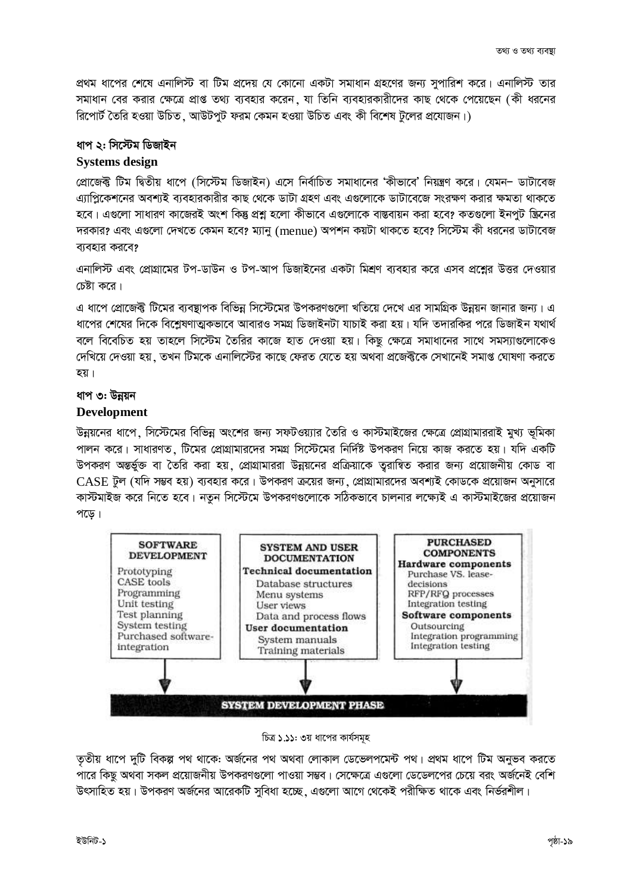প্রথম ধাপের শেষে এনালিস্ট বা টিম প্রদেয় যে কোনো একটা সমাধান গ্রহণের জন্য সুপারিশ করে। এনালিস্ট তার সমাধান বের করার ক্ষেত্রে প্রাপ্ত তথ্য ব্যবহার করেন, যা তিনি ব্যবহারকারীদের কাছ থেকে পেয়েছেন (কী ধরনের রিপোর্ট তৈরি হওয়া উচিত, আউটপুট ফরম কেমন হওয়া উচিত এবং কী বিশেষ টুলের প্রয়োজন।)

### ধাপ ২: সিস্টেম ডিজাইন

### Systems design

প্রোজেক্ট টিম দ্বিতীয় ধাপে (সিস্টেম ডিজাইন) এসে নির্বাচিত সমাধানের 'কীভাবে' নিয়ন্ত্রণ করে। যেমন– ডাটাবেজ এ্যাপ্লিকেশনের অবশ্যই ব্যবহারকারীর কাছ থেকে ডাটা গ্রহণ এবং এগুলোকে ডাটাবেজে সংরক্ষণ করার ক্ষমতা থাকতে হবে। এগুলো সাধারণ কাজেরই অংশ কিন্তু প্রশ্ন হলো কীভাবে এগুলোকে বাস্তবায়ন করা হবে? কতগুলো ইনপুট স্ক্রিনের দরকার? এবং এগুলো দেখতে কেমন হবে? ম্যানু (menue) অপশন কয়টা থাকতে হবে? সিস্টেম কী ধরনের ডাটাবেজ ব্যবহার করবে?

এনালিস্ট এবং প্রোগ্রামের টপ-ডাউন ও টপ-আপ ডিজাইনের একটা মিশ্রণ ব্যবহার করে এসব প্রশ্নের উত্তর দেওয়ার চেষ্টা করে।

এ ধাপে প্রোজেক্ট টিমের ব্যবস্থাপক বিভিন্ন সিস্টেমের উপকরণগুলো খতিয়ে দেখে এর সামগ্রিক উন্নয়ন জানার জন্য। এ ধাপের শেষের দিকে বিশ্লেষণাত্মকভাবে আবারও সমগ্র ডিজাইনটা যাচাই করা হয়। যদি তদারকির পরে ডিজাইন যথার্থ বলে বিবেচিত হয় তাহলে সিস্টেম তৈরির কাজে হাত দেওয়া হয়। কিছু ক্ষেত্রে সমাধানের সাথে সমস্যাগুলোকেও দেখিয়ে দেওয়া হয়, তখন টিমকে এনালিস্টের কাছে ফেরত যেতে হয় অথবা প্রজেক্টকে সেখানেই সমাপ্ত ঘোষণা করতে হয়।

### ধাপ ৩: উন্নয়ন

### Development

উন্নয়নের ধাপে, সিস্টেমের বিভিন্ন অংশের জন্য সফটওয়্যার তৈরি ও কাস্টমাইজের ক্ষেত্রে প্রোগ্রামাররাই মুখ্য ভূমিকা পালন করে। সাধারণত, টিমের প্রোগ্রামারদের সমগ্র সিস্টেমের নির্দিষ্ট উপকরণ নিয়ে কাজ করতে হয়। যদি একটি উপকরণ অন্তর্ভুক্ত বা তৈরি করা হয়, প্রোগ্রামাররা উন্নয়নের প্রক্রিয়াকে ত্বরান্বিত করার জন্য প্রয়োজনীয় কোড বা CASE টুল (যদি সম্ভব হয়) ব্যবহার করে। উপকরণ ক্রয়ের জন্য, প্রোগ্রামারদের অবশ্যই কোডকে প্রয়োজন অনুসারে কাস্টমাইজ করে নিতে হবে। নতুন সিস্টেমে উপকরণগুলোকে সঠিকভাবে চালনার লক্ষ্যেই এ কাস্টমাইজের প্রয়োজন পড়ে।

| SOFTWARE DEVELOPMENT | SYSTEM AND USER DOCUMENTATION | PURCHASED COMPONENTS |
|---|---|---|
| Prototyping<br>CASE tools<br>Programming<br>Unit testing<br>Test planning<br>System testing<br>Purchased software-integration | **Technical documentation**<br>Database structures<br>Menu systems<br>User views<br>Data and process flows<br>**User documentation**<br>System manuals<br>Training materials | **Hardware components**<br>Purchase VS. lease-decisions<br>RFP/RFQ processes<br>Integration testing<br>**Software components**<br>Outsourcing<br>Integration programming<br>Integration testing |

**SYSTEM DEVELOPMENT PHASE**

চিত্র ১.১১: ৩য় ধাপের কার্যসমূহ

তৃতীয় ধাপে দুটি বিকল্প পথ থাকে: অর্জনের পথ অথবা লোকাল ডেভেলপমেন্ট পথ। প্রথম ধাপে টিম অনুভব করতে পারে কিছু অথবা সকল প্রয়োজনীয় উপকরণগুলো পাওয়া সম্ভব। সেক্ষেত্রে এগুলো ডেভেলপের চেয়ে বরং অর্জনেই বেশি উৎসাহিত হয়। উপকরণ অর্জনের আরেকটি সুবিধা হচ্ছে, এগুলো আগে থেকেই পরীক্ষিত থাকে এবং নির্ভরশীল।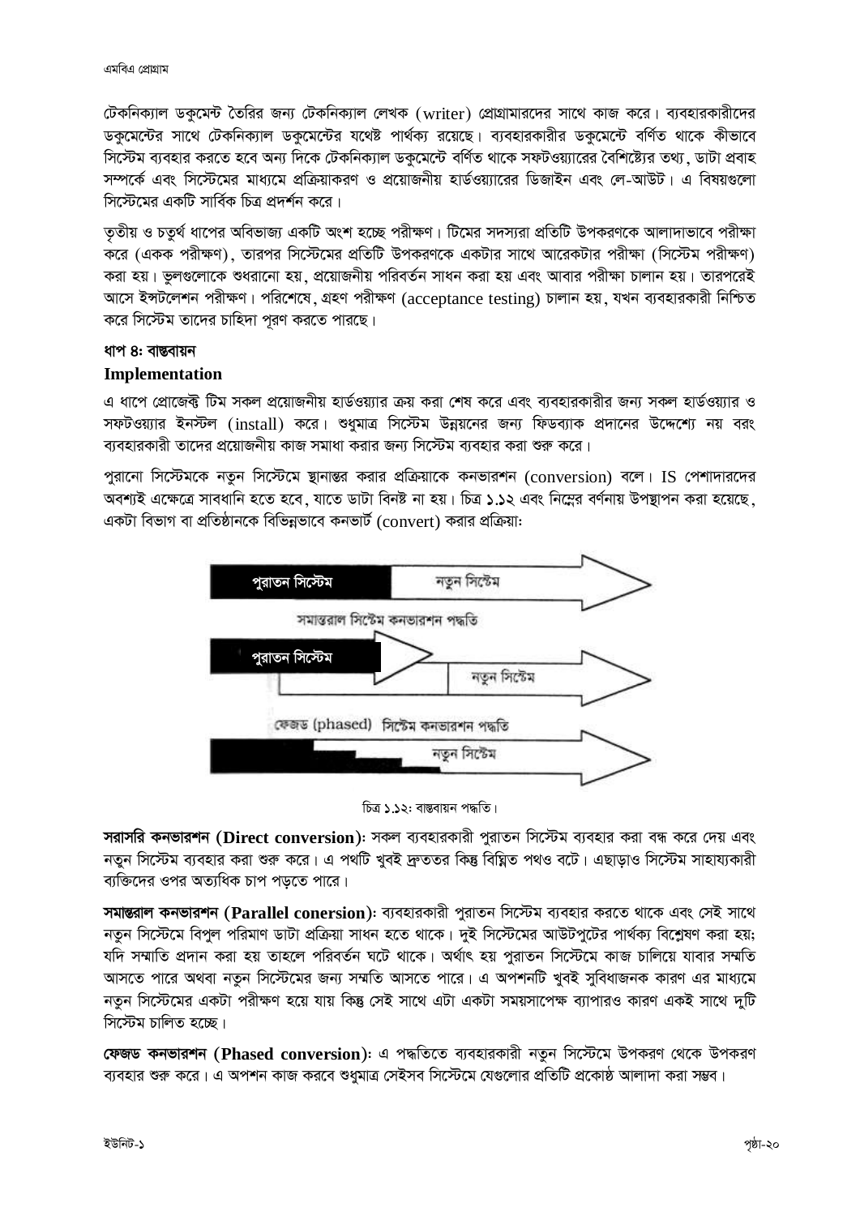টেকনিক্যাল ডকুমেন্ট তৈরির জন্য টেকনিক্যাল লেখক (writer) প্রোগ্রামারদের সাথে কাজ করে। ব্যবহারকারীদের ডকুমেন্টের সাথে টেকনিক্যাল ডকুমেন্টের যথেষ্ট পার্থক্য রয়েছে। ব্যবহারকারীর ডকুমেন্টে বর্ণিত থাকে কীভাবে সিস্টেম ব্যবহার করতে হবে অন্য দিকে টেকনিক্যাল ডকুমেন্টে বর্ণিত থাকে সফটওয়্যারের বৈশিষ্ট্যের তথ্য, ডাটা প্রবাহ সম্পর্কে এবং সিস্টেমের মাধ্যমে প্রক্রিয়াকরণ ও প্রয়োজনীয় হার্ডওয়্যারের ডিজাইন এবং লে-আউট। এ বিষয়গুলো সিস্টেমের একটি সার্বিক চিত্র প্রদর্শন করে।

তৃতীয় ও চতুর্থ ধাপের অবিভাজ্য একটি অংশ হচ্ছে পরীক্ষণ। টিমের সদস্যরা প্রতিটি উপকরণকে আলাদাভাবে পরীক্ষা করে (একক পরীক্ষণ), তারপর সিস্টেমের প্রতিটি উপকরণকে একটার সাথে আরেকটার পরীক্ষা (সিস্টেম পরীক্ষণ) করা হয়। ভুলগুলোকে শুধরানো হয়, প্রয়োজনীয় পরিবর্তন সাধন করা হয় এবং আবার পরীক্ষা চালান হয়। তারপরেই আসে ইন্সটলেশন পরীক্ষণ। পরিশেষে, গ্রহণ পরীক্ষণ (acceptance testing) চালান হয়, যখন ব্যবহারকারী নিশ্চিত করে সিস্টেম তাদের চাহিদা পূরণ করতে পারছে।

### ধাপ ৪: বাস্তবায়ন

### Implementation

এ ধাপে প্রোজেক্ট টিম সকল প্রয়োজনীয় হার্ডওয়্যার ক্রয় করা শেষ করে এবং ব্যবহারকারীর জন্য সকল হার্ডওয়্যার ও সফটওয়্যার ইনস্টল (install) করে। শুধুমাত্র সিস্টেম উন্নয়নের জন্য ফিডব্যাক প্রদানের উদ্দেশ্যে নয় বরং ব্যবহারকারী তাদের প্রয়োজনীয় কাজ সমাধা করার জন্য সিস্টেম ব্যবহার করা শুরু করে।

পুরানো সিস্টেমকে নতুন সিস্টেমে স্থানান্তর করার প্রক্রিয়াকে কনভারশন (conversion) বলে। IS পেশাদারদের অবশ্যই এক্ষেত্রে সাবধানি হতে হবে, যাতে ডাটা বিনষ্ট না হয়। চিত্র ১.১২ এবং নিম্নের বর্ণনায় উপস্থাপন করা হয়েছে, একটা বিভাগ বা প্রতিষ্ঠানকে বিভিন্নভাবে কনভার্ট (convert) করার প্রক্রিয়া:

পুরাতন সিস্টেম | নতুন সিস্টেম

সমান্তরাল সিস্টেম কনভারশন পদ্ধতি

পুরাতন সিস্টেম | নতুন সিস্টেম

ফেজড (phased) সিস্টেম কনভারশন পদ্ধতি

নতুন সিস্টেম

চিত্র ১.১২: বাস্তবায়ন পদ্ধতি।

**সরাসরি কনভারশন (Direct conversion)**: সকল ব্যবহারকারী পুরাতন সিস্টেম ব্যবহার করা বন্ধ করে দেয় এবং নতুন সিস্টেম ব্যবহার করা শুরু করে। এ পথটি খুবই দ্রুততর কিন্তু বিঘ্নিত পথও বটে। এছাড়াও সিস্টেম সাহায্যকারী ব্যক্তিদের ওপর অত্যধিক চাপ পড়তে পারে।

**সমান্তরাল কনভারশন (Parallel conersion)**: ব্যবহারকারী পুরাতন সিস্টেম ব্যবহার করতে থাকে এবং সেই সাথে নতুন সিস্টেমে বিপুল পরিমাণ ডাটা প্রক্রিয়া সাধন হতে থাকে। দুই সিস্টেমের আউটপুটের পার্থক্য বিশ্লেষণ করা হয়; যদি সম্মাতি প্রদান করা হয় তাহলে পরিবর্তন ঘটে থাকে। অর্থাৎ হয় পুরাতন সিস্টেমে কাজ চালিয়ে যাবার সম্মতি আসতে পারে অথবা নতুন সিস্টেমের জন্য সম্মতি আসতে পারে। এ অপশনটি খুবই সুবিধাজনক কারণ এর মাধ্যমে নতুন সিস্টেমের একটা পরীক্ষণ হয়ে যায় কিন্তু সেই সাথে এটা একটা সময়সাপেক্ষ ব্যাপারও কারণ একই সাথে দুটি সিস্টেম চালিত হচ্ছে।

**ফেজড কনভারশন (Phased conversion)**: এ পদ্ধতিতে ব্যবহারকারী নতুন সিস্টেমে উপকরণ থেকে উপকরণ ব্যবহার শুরু করে। এ অপশন কাজ করবে শুধুমাত্র সেইসব সিস্টেমে যেগুলোর প্রতিটি প্রকোষ্ঠ আলাদা করা সম্ভব।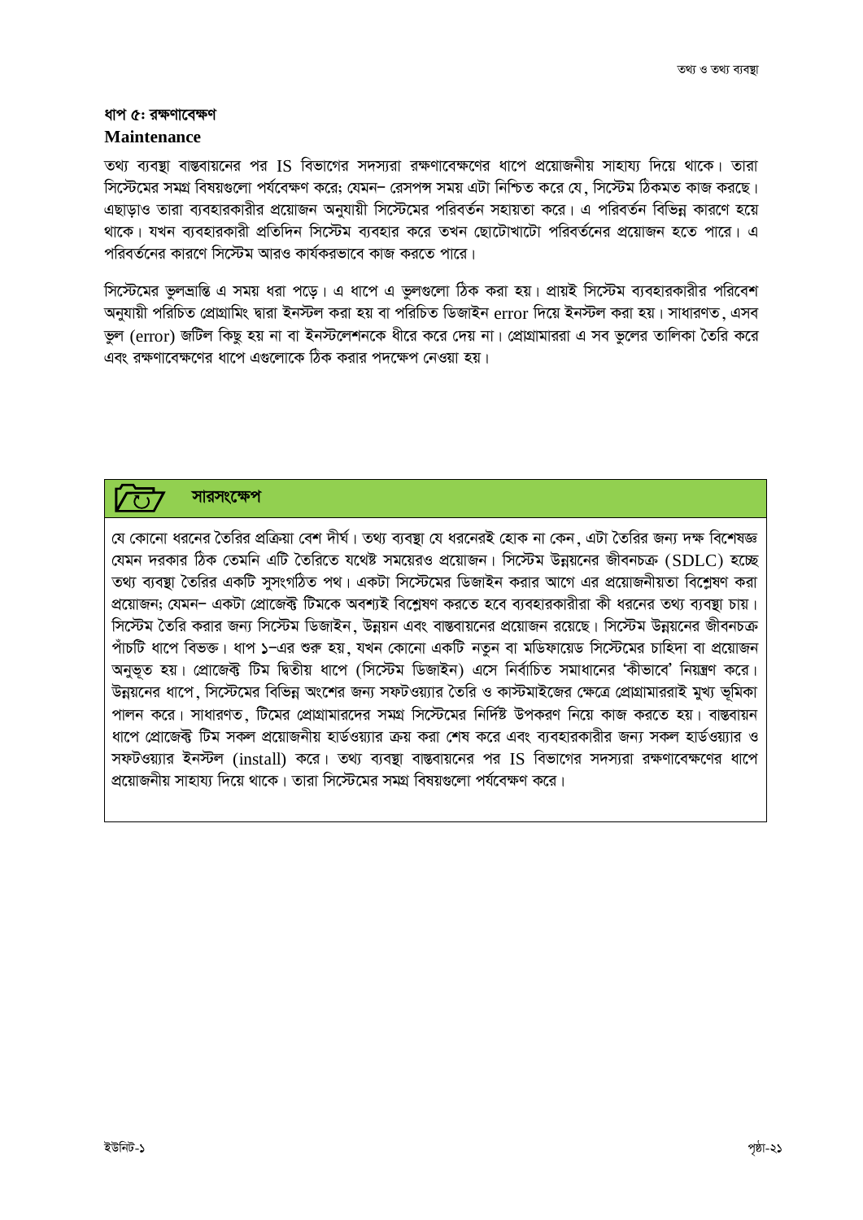### ধাপ ৫: রক্ষণাবেক্ষণ

**Maintenance**

তথ্য ব্যবস্থা বাস্তবায়নের পর IS বিভাগের সদস্যরা রক্ষণাবেক্ষণের ধাপে প্রয়োজনীয় সাহায্য দিয়ে থাকে। তারা সিস্টেমের সমগ্র বিষয়গুলো পর্যবেক্ষণ করে; যেমন– রেসপন্স সময় এটা নিশ্চিত করে যে, সিস্টেম ঠিকমত কাজ করছে। এছাড়াও তারা ব্যবহারকারীর প্রয়োজন অনুযায়ী সিস্টেমের পরিবর্তন সহায়তা করে। এ পরিবর্তন বিভিন্ন কারণে হয়ে থাকে। যখন ব্যবহারকারী প্রতিদিন সিস্টেম ব্যবহার করে তখন ছোটোখাটো পরিবর্তনের প্রয়োজন হতে পারে। এ পরিবর্তনের কারণে সিস্টেম আরও কার্যকরভাবে কাজ করতে পারে।

সিস্টেমের ভুলভ্রান্তি এ সময় ধরা পড়ে। এ ধাপে এ ভুলগুলো ঠিক করা হয়। প্রায়ই সিস্টেম ব্যবহারকারীর পরিবেশ অনুযায়ী পরিচিত প্রোগ্রামিং দ্বারা ইনস্টল করা হয় বা পরিচিত ডিজাইন error দিয়ে ইনস্টল করা হয়। সাধারণত, এসব ভুল (error) জটিল কিছু হয় না বা ইনস্টলেশনকে ধীরে করে দেয় না। প্রোগ্রামাররা এ সব ভুলের তালিকা তৈরি করে এবং রক্ষণাবেক্ষণের ধাপে এগুলোকে ঠিক করার পদক্ষেপ নেওয়া হয়।

### সারসংক্ষেপ

যে কোনো ধরনের তৈরির প্রক্রিয়া বেশ দীর্ঘ। তথ্য ব্যবস্থা যে ধরনেরই হোক না কেন, এটা তৈরির জন্য দক্ষ বিশেষজ্ঞ যেমন দরকার ঠিক তেমনি এটি তৈরিতে যথেষ্ট সময়েরও প্রয়োজন। সিস্টেম উন্নয়নের জীবনচক্র (SDLC) হচ্ছে তথ্য ব্যবস্থা তৈরির একটি সুসংগঠিত পথ। একটা সিস্টেমের ডিজাইন করার আগে এর প্রয়োজনীয়তা বিশ্লেষণ করা প্রয়োজন; যেমন– একটা প্রোজেক্ট টিমকে অবশ্যই বিশ্লেষণ করতে হবে ব্যবহারকারীরা কী ধরনের তথ্য ব্যবস্থা চায়। সিস্টেম তৈরি করার জন্য সিস্টেম ডিজাইন, উন্নয়ন এবং বাস্তবায়নের প্রয়োজন রয়েছে। সিস্টেম উন্নয়নের জীবনচক্র পাঁচটি ধাপে বিভক্ত। ধাপ ১–এর শুরু হয়, যখন কোনো একটি নতুন বা মডিফায়েড সিস্টেমের চাহিদা বা প্রয়োজন অনুভূত হয়। প্রোজেক্ট টিম দ্বিতীয় ধাপে (সিস্টেম ডিজাইন) এসে নির্বাচিত সমাধানের 'কীভাবে' নিয়ন্ত্রণ করে। উন্নয়নের ধাপে, সিস্টেমের বিভিন্ন অংশের জন্য সফটওয়্যার তৈরি ও কাস্টমাইজের ক্ষেত্রে প্রোগ্রামাররাই মুখ্য ভূমিকা পালন করে। সাধারণত, টিমের প্রোগ্রামারদের সমগ্র সিস্টেমের নির্দিষ্ট উপকরণ নিয়ে কাজ করতে হয়। বাস্তবায়ন ধাপে প্রোজেক্ট টিম সকল প্রয়োজনীয় হার্ডওয়্যার ক্রয় করা শেষ করে এবং ব্যবহারকারীর জন্য সকল হার্ডওয়্যার ও সফটওয়্যার ইনস্টল (install) করে। তথ্য ব্যবস্থা বাস্তবায়নের পর IS বিভাগের সদস্যরা রক্ষণাবেক্ষণের ধাপে প্রয়োজনীয় সাহায্য দিয়ে থাকে। তারা সিস্টেমের সমগ্র বিষয়গুলো পর্যবেক্ষণ করে।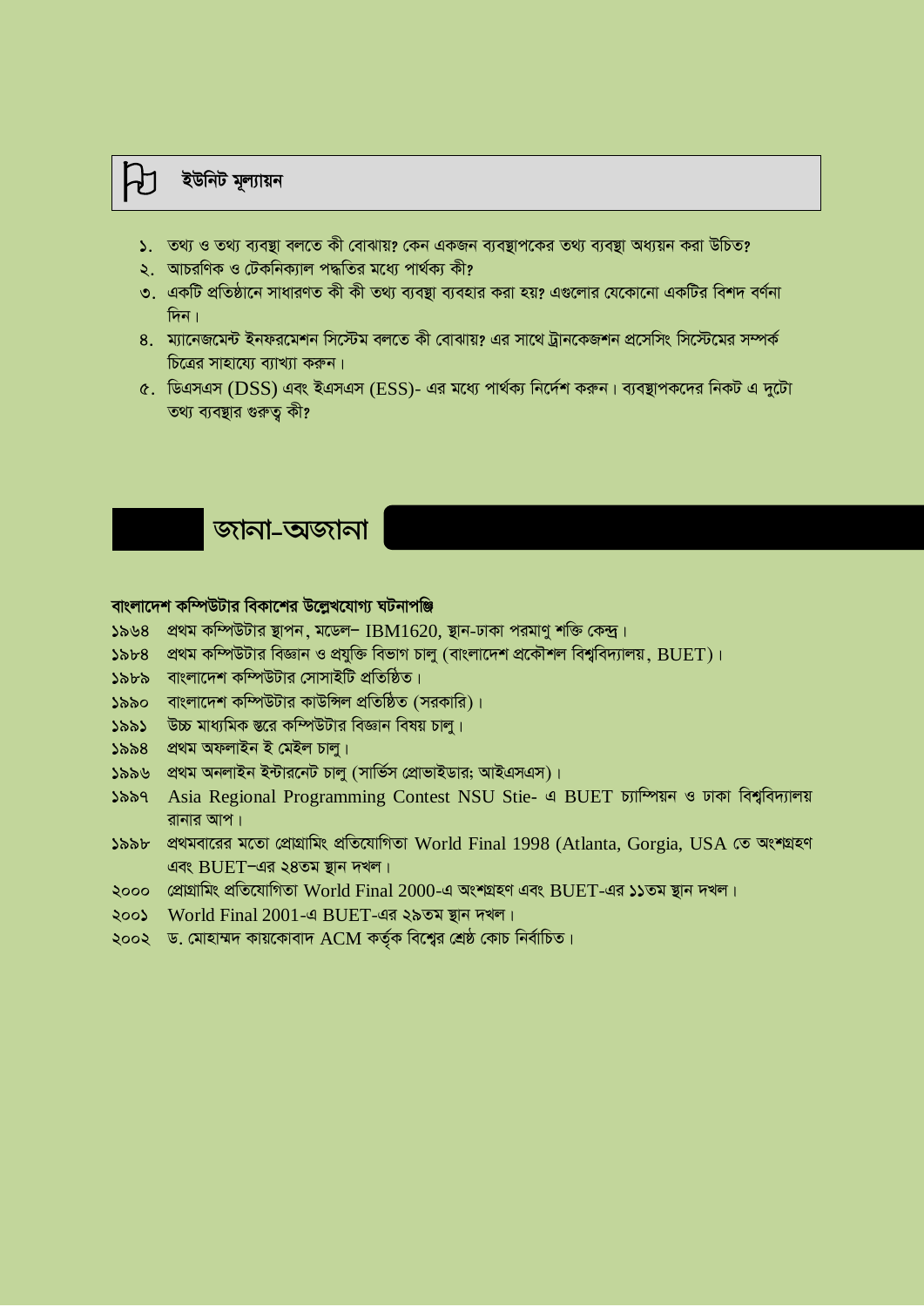## ইউনিট মূল্যায়ন

১. তথ্য ও তথ্য ব্যবস্থা বলতে কী বোঝায়? কেন একজন ব্যবস্থাপকের তথ্য ব্যবস্থা অধ্যয়ন করা উচিত?
২. আচরণিক ও টেকনিক্যাল পদ্ধতির মধ্যে পার্থক্য কী?
৩. একটি প্রতিষ্ঠানে সাধারণত কী কী তথ্য ব্যবস্থা ব্যবহার করা হয়? এগুলোর যেকোনো একটির বিশদ বর্ণনা দিন।
৪. ম্যানেজমেন্ট ইনফরমেশন সিস্টেম বলতে কী বোঝায়? এর সাথে ট্রানকেজশন প্রসেসিং সিস্টেমের সম্পর্ক চিত্রের সাহায্যে ব্যাখ্যা করুন।
৫. ডিএসএস (DSS) এবং ইএসএস (ESS)- এর মধ্যে পার্থক্য নির্দেশ করুন। ব্যবস্থাপকদের নিকট এ দুটো তথ্য ব্যবস্থার গুরুত্ব কী?

# জানা-অজানা

**বাংলাদেশ কম্পিউটার বিকাশের উল্লেখযোগ্য ঘটনাপঞ্জি**

১৯৬৪ প্রথম কম্পিউটার স্থাপন, মডেল- IBM1620, স্থান-ঢাকা পরমাণু শক্তি কেন্দ্র।
১৯৮৪ প্রথম কম্পিউটার বিজ্ঞান ও প্রযুক্তি বিভাগ চালু (বাংলাদেশ প্রকৌশল বিশ্ববিদ্যালয়, BUET)।
১৯৮৯ বাংলাদেশ কম্পিউটার সোসাইটি প্রতিষ্ঠিত।
১৯৯০ বাংলাদেশ কম্পিউটার কাউন্সিল প্রতিষ্ঠিত (সরকারি)।
১৯৯১ উচ্চ মাধ্যমিক স্তরে কম্পিউটার বিজ্ঞান বিষয় চালু।
১৯৯৪ প্রথম অফলাইন ই মেইল চালু।
১৯৯৬ প্রথম অনলাইন ইন্টারনেট চালু (সার্ভিস প্রোভাইডার; আইএসএস)।
১৯৯৭ Asia Regional Programming Contest NSU Stie- এ BUET চ্যাম্পিয়ন ও ঢাকা বিশ্ববিদ্যালয় রানার আপ।
১৯৯৮ প্রথমবারের মতো প্রোগ্রামিং প্রতিযোগিতা World Final 1998 (Atlanta, Gorgia, USA তে অংশগ্রহণ এবং BUET–এর ২৪তম স্থান দখল।
২০০০ প্রোগ্রামিং প্রতিযোগিতা World Final 2000-এ অংশগ্রহণ এবং BUET-এর ১১তম স্থান দখল।
২০০১ World Final 2001-এ BUET-এর ২৯তম স্থান দখল।
২০০২ ড. মোহাম্মদ কায়কোবাদ ACM কর্তৃক বিশ্বের শ্রেষ্ঠ কোচ নির্বাচিত।